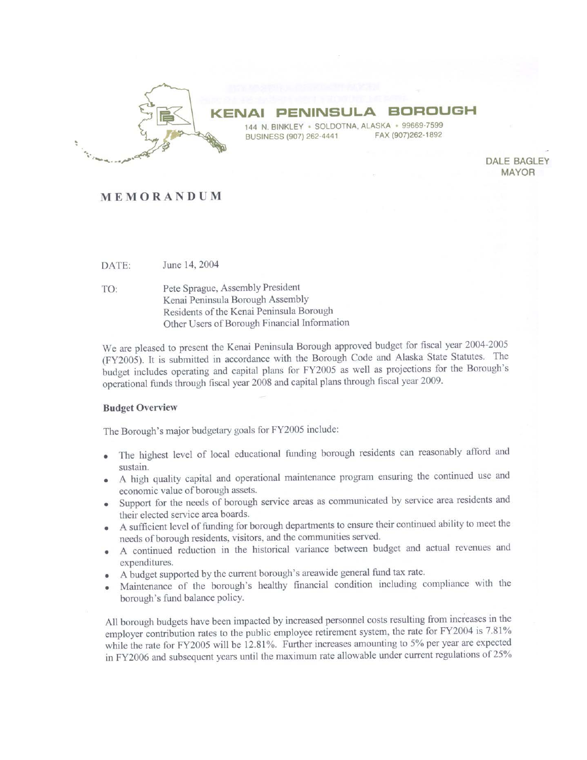# KENAI PENINSULA BOROUGH

144 N. BINKLEY • SOLDOTNA, ALASKA • 99669-7599
BUSINESS (907) 262-4441 FAX (907)262-1892

DALE BAGLEY
MAYOR

## MEMORANDUM

DATE: June 14, 2004

TO: Pete Sprague, Assembly President
Kenai Peninsula Borough Assembly
Residents of the Kenai Peninsula Borough
Other Users of Borough Financial Information

We are pleased to present the Kenai Peninsula Borough approved budget for fiscal year 2004-2005 (FY2005). It is submitted in accordance with the Borough Code and Alaska State Statutes. The budget includes operating and capital plans for FY2005 as well as projections for the Borough's operational funds through fiscal year 2008 and capital plans through fiscal year 2009.

**Budget Overview**

The Borough's major budgetary goals for FY2005 include:

- The highest level of local educational funding borough residents can reasonably afford and sustain.
- A high quality capital and operational maintenance program ensuring the continued use and economic value of borough assets.
- Support for the needs of borough service areas as communicated by service area residents and their elected service area boards.
- A sufficient level of funding for borough departments to ensure their continued ability to meet the needs of borough residents, visitors, and the communities served.
- A continued reduction in the historical variance between budget and actual revenues and expenditures.
- A budget supported by the current borough's areawide general fund tax rate.
- Maintenance of the borough's healthy financial condition including compliance with the borough's fund balance policy.

All borough budgets have been impacted by increased personnel costs resulting from increases in the employer contribution rates to the public employee retirement system, the rate for FY2004 is 7.81% while the rate for FY2005 will be 12.81%. Further increases amounting to 5% per year are expected in FY2006 and subsequent years until the maximum rate allowable under current regulations of 25%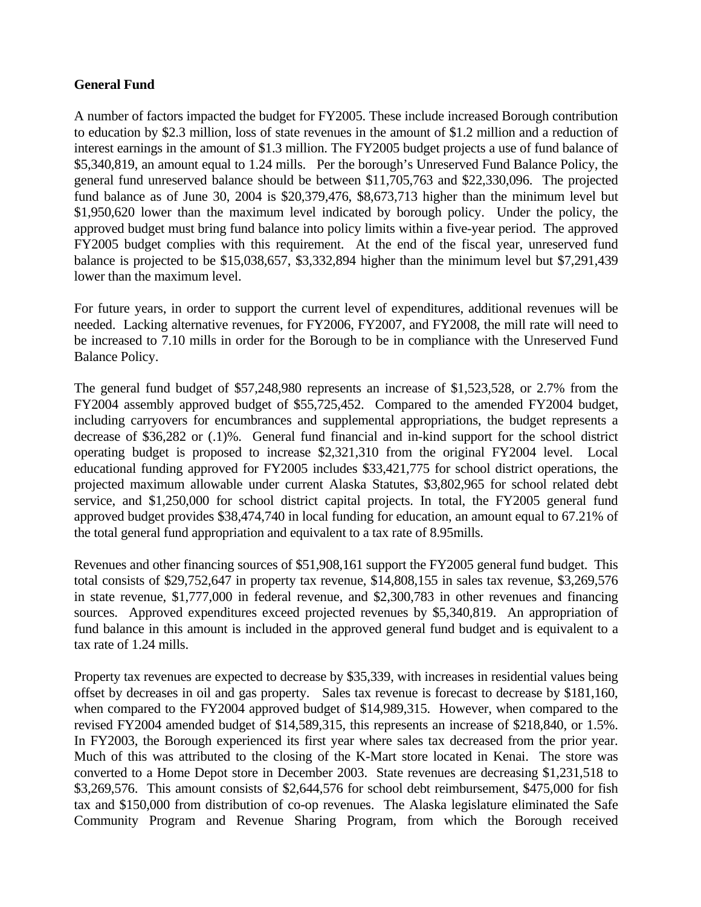## General Fund

A number of factors impacted the budget for FY2005. These include increased Borough contribution to education by $2.3 million, loss of state revenues in the amount of $1.2 million and a reduction of interest earnings in the amount of $1.3 million. The FY2005 budget projects a use of fund balance of $5,340,819, an amount equal to 1.24 mills. Per the borough's Unreserved Fund Balance Policy, the general fund unreserved balance should be between $11,705,763 and $22,330,096. The projected fund balance as of June 30, 2004 is $20,379,476, $8,673,713 higher than the minimum level but $1,950,620 lower than the maximum level indicated by borough policy. Under the policy, the approved budget must bring fund balance into policy limits within a five-year period. The approved FY2005 budget complies with this requirement. At the end of the fiscal year, unreserved fund balance is projected to be $15,038,657, $3,332,894 higher than the minimum level but $7,291,439 lower than the maximum level.

For future years, in order to support the current level of expenditures, additional revenues will be needed. Lacking alternative revenues, for FY2006, FY2007, and FY2008, the mill rate will need to be increased to 7.10 mills in order for the Borough to be in compliance with the Unreserved Fund Balance Policy.

The general fund budget of $57,248,980 represents an increase of $1,523,528, or 2.7% from the FY2004 assembly approved budget of $55,725,452. Compared to the amended FY2004 budget, including carryovers for encumbrances and supplemental appropriations, the budget represents a decrease of $36,282 or (.1)%. General fund financial and in-kind support for the school district operating budget is proposed to increase $2,321,310 from the original FY2004 level. Local educational funding approved for FY2005 includes $33,421,775 for school district operations, the projected maximum allowable under current Alaska Statutes, $3,802,965 for school related debt service, and $1,250,000 for school district capital projects. In total, the FY2005 general fund approved budget provides $38,474,740 in local funding for education, an amount equal to 67.21% of the total general fund appropriation and equivalent to a tax rate of 8.95mills.

Revenues and other financing sources of $51,908,161 support the FY2005 general fund budget. This total consists of $29,752,647 in property tax revenue, $14,808,155 in sales tax revenue, $3,269,576 in state revenue, $1,777,000 in federal revenue, and $2,300,783 in other revenues and financing sources. Approved expenditures exceed projected revenues by $5,340,819. An appropriation of fund balance in this amount is included in the approved general fund budget and is equivalent to a tax rate of 1.24 mills.

Property tax revenues are expected to decrease by $35,339, with increases in residential values being offset by decreases in oil and gas property. Sales tax revenue is forecast to decrease by $181,160, when compared to the FY2004 approved budget of $14,989,315. However, when compared to the revised FY2004 amended budget of $14,589,315, this represents an increase of $218,840, or 1.5%. In FY2003, the Borough experienced its first year where sales tax decreased from the prior year. Much of this was attributed to the closing of the K-Mart store located in Kenai. The store was converted to a Home Depot store in December 2003. State revenues are decreasing $1,231,518 to $3,269,576. This amount consists of $2,644,576 for school debt reimbursement, $475,000 for fish tax and $150,000 from distribution of co-op revenues. The Alaska legislature eliminated the Safe Community Program and Revenue Sharing Program, from which the Borough received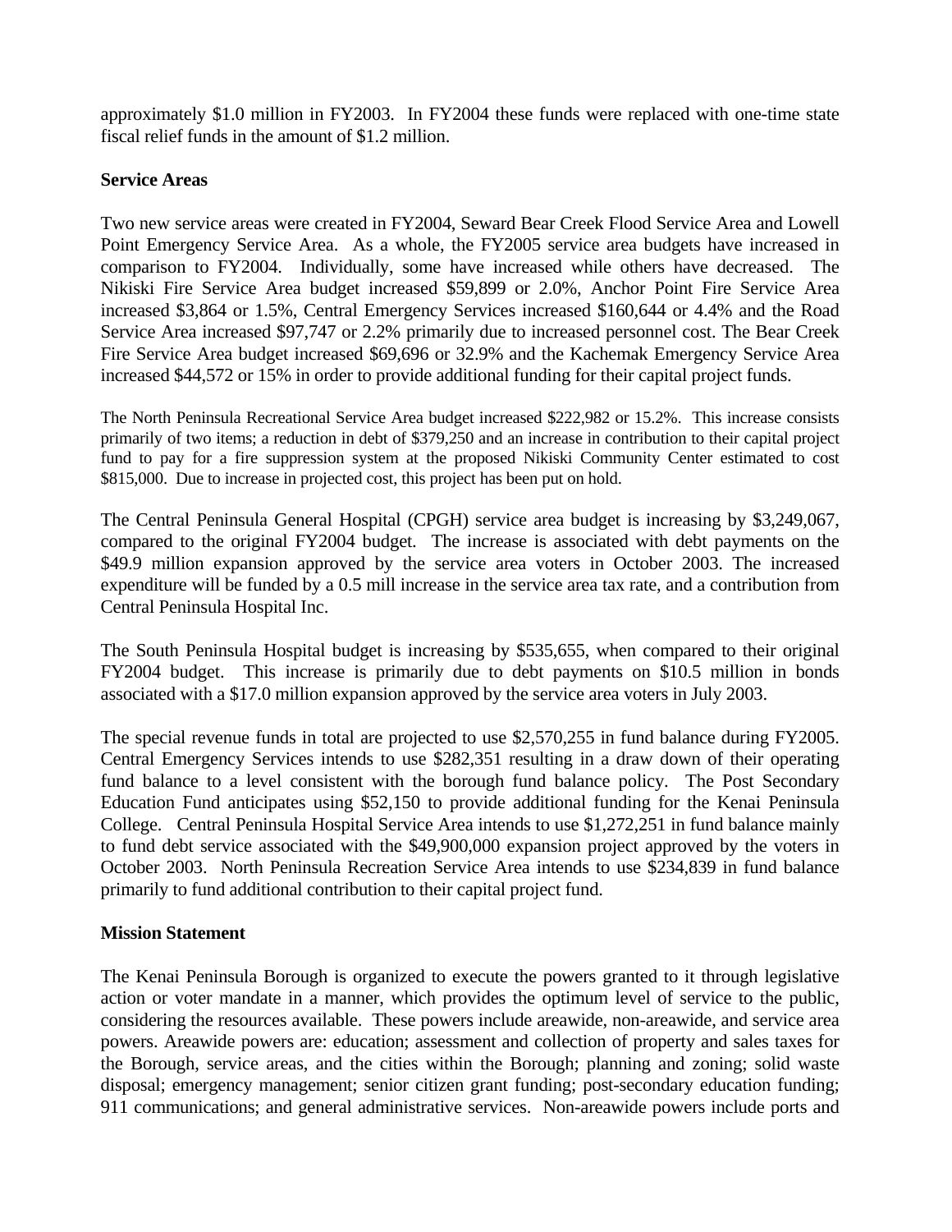approximately $1.0 million in FY2003. In FY2004 these funds were replaced with one-time state fiscal relief funds in the amount of $1.2 million.

**Service Areas**

Two new service areas were created in FY2004, Seward Bear Creek Flood Service Area and Lowell Point Emergency Service Area. As a whole, the FY2005 service area budgets have increased in comparison to FY2004. Individually, some have increased while others have decreased. The Nikiski Fire Service Area budget increased $59,899 or 2.0%, Anchor Point Fire Service Area increased $3,864 or 1.5%, Central Emergency Services increased $160,644 or 4.4% and the Road Service Area increased $97,747 or 2.2% primarily due to increased personnel cost. The Bear Creek Fire Service Area budget increased $69,696 or 32.9% and the Kachemak Emergency Service Area increased $44,572 or 15% in order to provide additional funding for their capital project funds.

The North Peninsula Recreational Service Area budget increased $222,982 or 15.2%. This increase consists primarily of two items; a reduction in debt of $379,250 and an increase in contribution to their capital project fund to pay for a fire suppression system at the proposed Nikiski Community Center estimated to cost $815,000. Due to increase in projected cost, this project has been put on hold.

The Central Peninsula General Hospital (CPGH) service area budget is increasing by $3,249,067, compared to the original FY2004 budget. The increase is associated with debt payments on the $49.9 million expansion approved by the service area voters in October 2003. The increased expenditure will be funded by a 0.5 mill increase in the service area tax rate, and a contribution from Central Peninsula Hospital Inc.

The South Peninsula Hospital budget is increasing by $535,655, when compared to their original FY2004 budget. This increase is primarily due to debt payments on $10.5 million in bonds associated with a $17.0 million expansion approved by the service area voters in July 2003.

The special revenue funds in total are projected to use $2,570,255 in fund balance during FY2005. Central Emergency Services intends to use $282,351 resulting in a draw down of their operating fund balance to a level consistent with the borough fund balance policy. The Post Secondary Education Fund anticipates using $52,150 to provide additional funding for the Kenai Peninsula College. Central Peninsula Hospital Service Area intends to use $1,272,251 in fund balance mainly to fund debt service associated with the $49,900,000 expansion project approved by the voters in October 2003. North Peninsula Recreation Service Area intends to use $234,839 in fund balance primarily to fund additional contribution to their capital project fund.

**Mission Statement**

The Kenai Peninsula Borough is organized to execute the powers granted to it through legislative action or voter mandate in a manner, which provides the optimum level of service to the public, considering the resources available. These powers include areawide, non-areawide, and service area powers. Areawide powers are: education; assessment and collection of property and sales taxes for the Borough, service areas, and the cities within the Borough; planning and zoning; solid waste disposal; emergency management; senior citizen grant funding; post-secondary education funding; 911 communications; and general administrative services. Non-areawide powers include ports and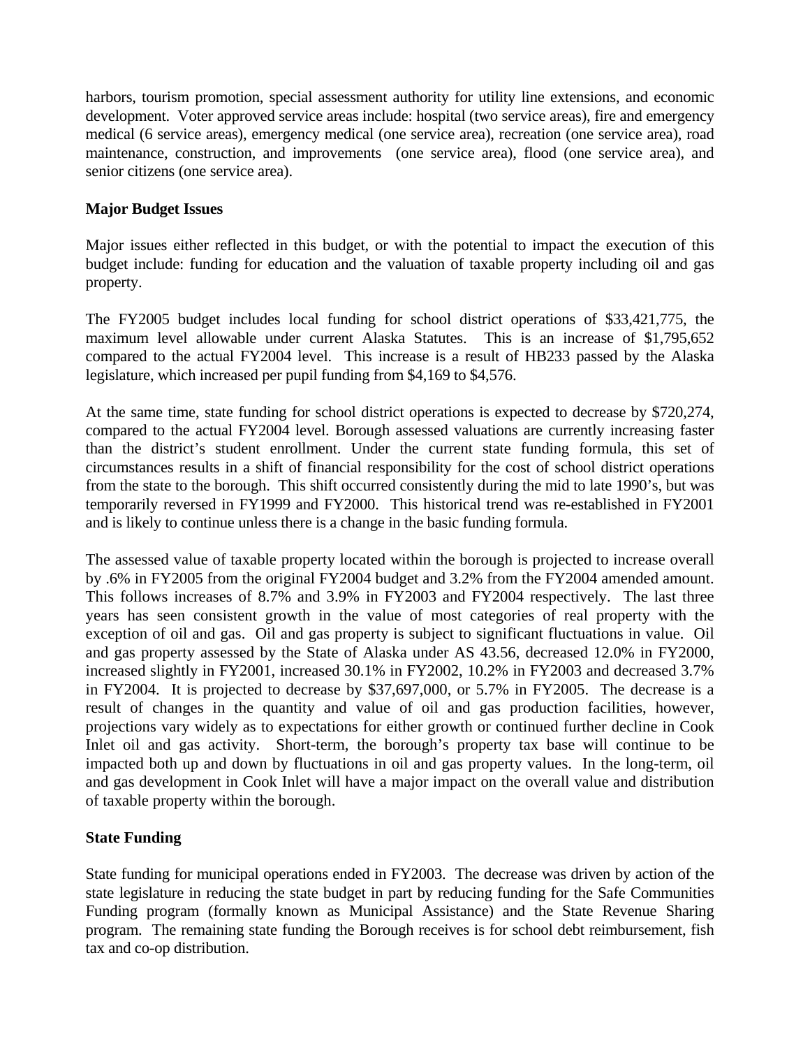harbors, tourism promotion, special assessment authority for utility line extensions, and economic development. Voter approved service areas include: hospital (two service areas), fire and emergency medical (6 service areas), emergency medical (one service area), recreation (one service area), road maintenance, construction, and improvements (one service area), flood (one service area), and senior citizens (one service area).

**Major Budget Issues**

Major issues either reflected in this budget, or with the potential to impact the execution of this budget include: funding for education and the valuation of taxable property including oil and gas property.

The FY2005 budget includes local funding for school district operations of $33,421,775, the maximum level allowable under current Alaska Statutes. This is an increase of $1,795,652 compared to the actual FY2004 level. This increase is a result of HB233 passed by the Alaska legislature, which increased per pupil funding from $4,169 to $4,576.

At the same time, state funding for school district operations is expected to decrease by $720,274, compared to the actual FY2004 level. Borough assessed valuations are currently increasing faster than the district's student enrollment. Under the current state funding formula, this set of circumstances results in a shift of financial responsibility for the cost of school district operations from the state to the borough. This shift occurred consistently during the mid to late 1990's, but was temporarily reversed in FY1999 and FY2000. This historical trend was re-established in FY2001 and is likely to continue unless there is a change in the basic funding formula.

The assessed value of taxable property located within the borough is projected to increase overall by .6% in FY2005 from the original FY2004 budget and 3.2% from the FY2004 amended amount. This follows increases of 8.7% and 3.9% in FY2003 and FY2004 respectively. The last three years has seen consistent growth in the value of most categories of real property with the exception of oil and gas. Oil and gas property is subject to significant fluctuations in value. Oil and gas property assessed by the State of Alaska under AS 43.56, decreased 12.0% in FY2000, increased slightly in FY2001, increased 30.1% in FY2002, 10.2% in FY2003 and decreased 3.7% in FY2004. It is projected to decrease by $37,697,000, or 5.7% in FY2005. The decrease is a result of changes in the quantity and value of oil and gas production facilities, however, projections vary widely as to expectations for either growth or continued further decline in Cook Inlet oil and gas activity. Short-term, the borough's property tax base will continue to be impacted both up and down by fluctuations in oil and gas property values. In the long-term, oil and gas development in Cook Inlet will have a major impact on the overall value and distribution of taxable property within the borough.

**State Funding**

State funding for municipal operations ended in FY2003. The decrease was driven by action of the state legislature in reducing the state budget in part by reducing funding for the Safe Communities Funding program (formally known as Municipal Assistance) and the State Revenue Sharing program. The remaining state funding the Borough receives is for school debt reimbursement, fish tax and co-op distribution.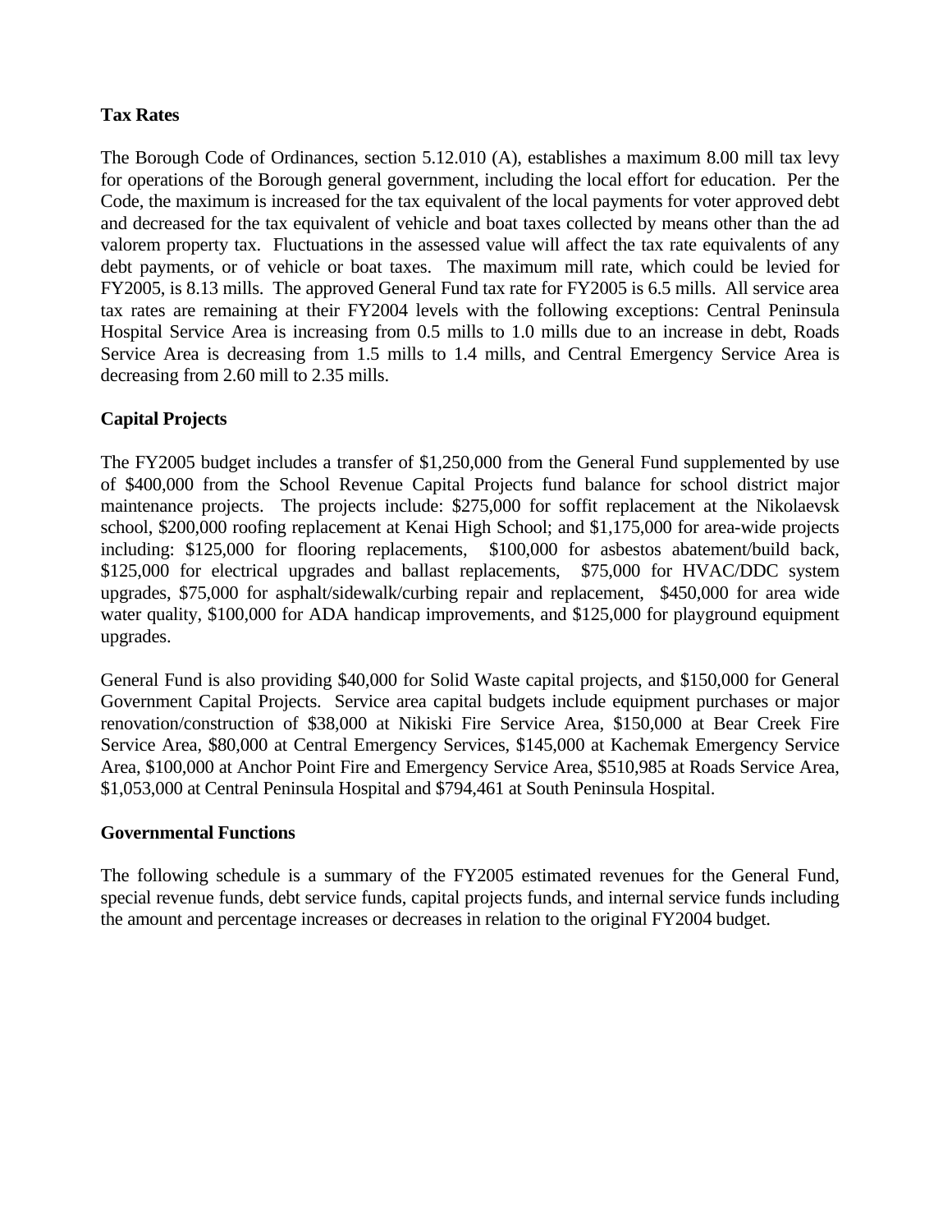**Tax Rates**

The Borough Code of Ordinances, section 5.12.010 (A), establishes a maximum 8.00 mill tax levy for operations of the Borough general government, including the local effort for education. Per the Code, the maximum is increased for the tax equivalent of the local payments for voter approved debt and decreased for the tax equivalent of vehicle and boat taxes collected by means other than the ad valorem property tax. Fluctuations in the assessed value will affect the tax rate equivalents of any debt payments, or of vehicle or boat taxes. The maximum mill rate, which could be levied for FY2005, is 8.13 mills. The approved General Fund tax rate for FY2005 is 6.5 mills. All service area tax rates are remaining at their FY2004 levels with the following exceptions: Central Peninsula Hospital Service Area is increasing from 0.5 mills to 1.0 mills due to an increase in debt, Roads Service Area is decreasing from 1.5 mills to 1.4 mills, and Central Emergency Service Area is decreasing from 2.60 mill to 2.35 mills.

**Capital Projects**

The FY2005 budget includes a transfer of $1,250,000 from the General Fund supplemented by use of $400,000 from the School Revenue Capital Projects fund balance for school district major maintenance projects. The projects include: $275,000 for soffit replacement at the Nikolaevsk school, $200,000 roofing replacement at Kenai High School; and $1,175,000 for area-wide projects including: $125,000 for flooring replacements, $100,000 for asbestos abatement/build back, $125,000 for electrical upgrades and ballast replacements, $75,000 for HVAC/DDC system upgrades, $75,000 for asphalt/sidewalk/curbing repair and replacement, $450,000 for area wide water quality, $100,000 for ADA handicap improvements, and $125,000 for playground equipment upgrades.

General Fund is also providing $40,000 for Solid Waste capital projects, and $150,000 for General Government Capital Projects. Service area capital budgets include equipment purchases or major renovation/construction of $38,000 at Nikiski Fire Service Area, $150,000 at Bear Creek Fire Service Area, $80,000 at Central Emergency Services, $145,000 at Kachemak Emergency Service Area, $100,000 at Anchor Point Fire and Emergency Service Area, $510,985 at Roads Service Area, $1,053,000 at Central Peninsula Hospital and $794,461 at South Peninsula Hospital.

**Governmental Functions**

The following schedule is a summary of the FY2005 estimated revenues for the General Fund, special revenue funds, debt service funds, capital projects funds, and internal service funds including the amount and percentage increases or decreases in relation to the original FY2004 budget.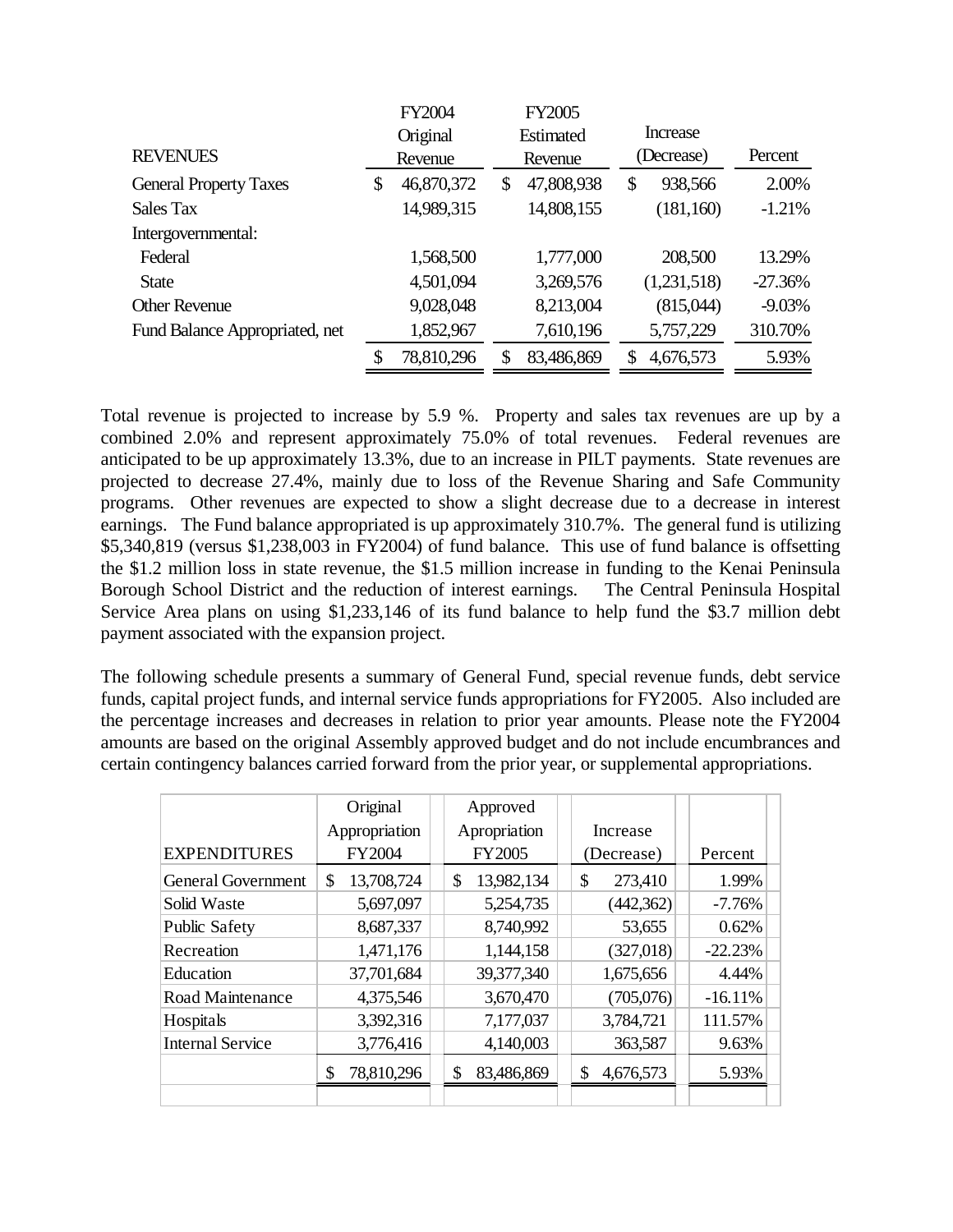| REVENUES | FY2004 Original Revenue | FY2005 Estimated Revenue | Increase (Decrease) | Percent |
|---|---|---|---|---|
| General Property Taxes | $ 46,870,372 | $ 47,808,938 | $ 938,566 | 2.00% |
| Sales Tax | 14,989,315 | 14,808,155 | (181,160) | -1.21% |
| Intergovernmental: | | | | |
| Federal | 1,568,500 | 1,777,000 | 208,500 | 13.29% |
| State | 4,501,094 | 3,269,576 | (1,231,518) | -27.36% |
| Other Revenue | 9,028,048 | 8,213,004 | (815,044) | -9.03% |
| Fund Balance Appropriated, net | 1,852,967 | 7,610,196 | 5,757,229 | 310.70% |
| | $ 78,810,296 | $ 83,486,869 | $ 4,676,573 | 5.93% |

Total revenue is projected to increase by 5.9 %. Property and sales tax revenues are up by a combined 2.0% and represent approximately 75.0% of total revenues. Federal revenues are anticipated to be up approximately 13.3%, due to an increase in PILT payments. State revenues are projected to decrease 27.4%, mainly due to loss of the Revenue Sharing and Safe Community programs. Other revenues are expected to show a slight decrease due to a decrease in interest earnings. The Fund balance appropriated is up approximately 310.7%. The general fund is utilizing $5,340,819 (versus $1,238,003 in FY2004) of fund balance. This use of fund balance is offsetting the $1.2 million loss in state revenue, the $1.5 million increase in funding to the Kenai Peninsula Borough School District and the reduction of interest earnings. The Central Peninsula Hospital Service Area plans on using $1,233,146 of its fund balance to help fund the $3.7 million debt payment associated with the expansion project.

The following schedule presents a summary of General Fund, special revenue funds, debt service funds, capital project funds, and internal service funds appropriations for FY2005. Also included are the percentage increases and decreases in relation to prior year amounts. Please note the FY2004 amounts are based on the original Assembly approved budget and do not include encumbrances and certain contingency balances carried forward from the prior year, or supplemental appropriations.

| EXPENDITURES | Original Appropriation FY2004 | Approved Apropriation FY2005 | Increase (Decrease) | Percent |
|---|---|---|---|---|
| General Government | $ 13,708,724 | $ 13,982,134 | $ 273,410 | 1.99% |
| Solid Waste | 5,697,097 | 5,254,735 | (442,362) | -7.76% |
| Public Safety | 8,687,337 | 8,740,992 | 53,655 | 0.62% |
| Recreation | 1,471,176 | 1,144,158 | (327,018) | -22.23% |
| Education | 37,701,684 | 39,377,340 | 1,675,656 | 4.44% |
| Road Maintenance | 4,375,546 | 3,670,470 | (705,076) | -16.11% |
| Hospitals | 3,392,316 | 7,177,037 | 3,784,721 | 111.57% |
| Internal Service | 3,776,416 | 4,140,003 | 363,587 | 9.63% |
| | $ 78,810,296 | $ 83,486,869 | $ 4,676,573 | 5.93% |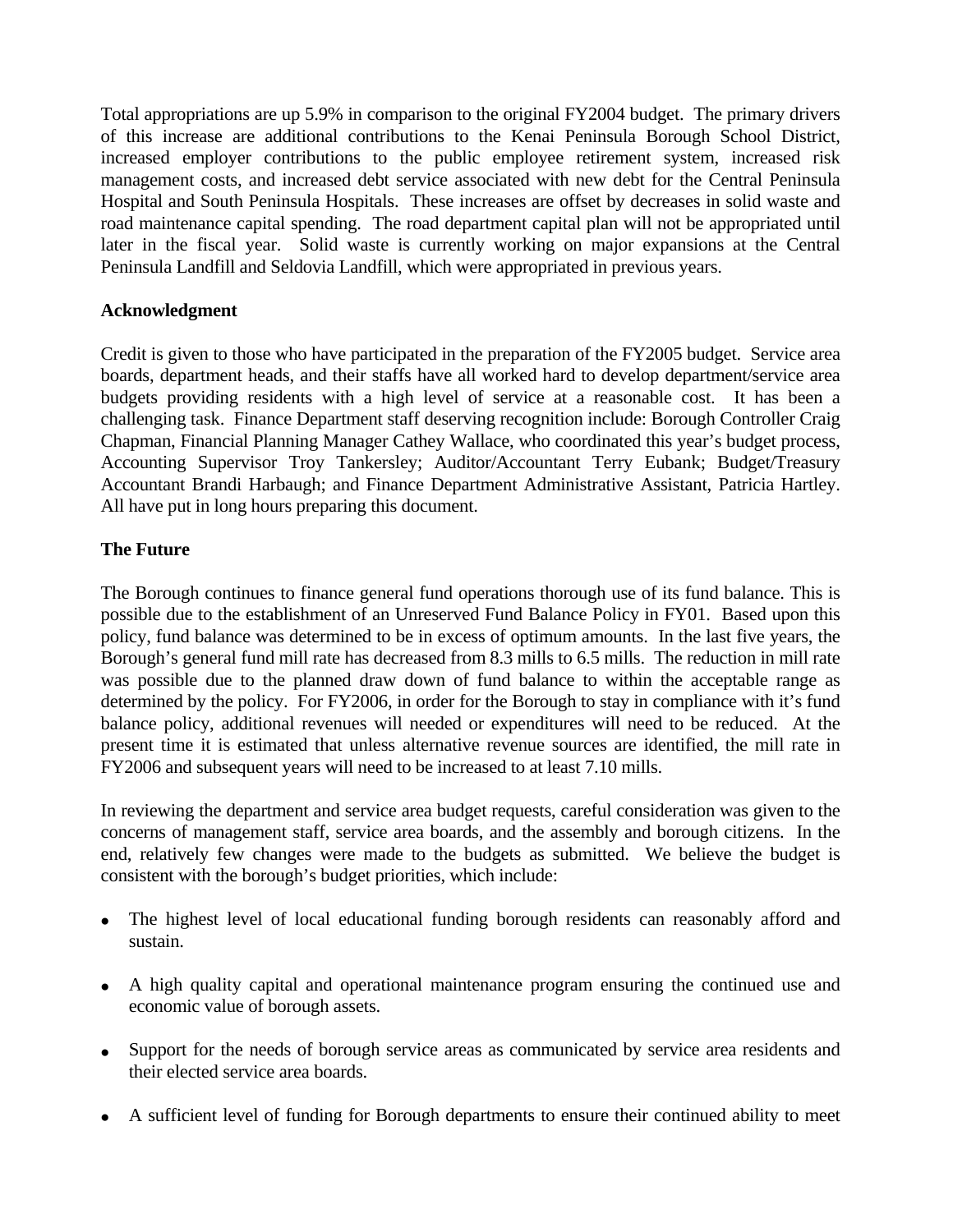Total appropriations are up 5.9% in comparison to the original FY2004 budget. The primary drivers of this increase are additional contributions to the Kenai Peninsula Borough School District, increased employer contributions to the public employee retirement system, increased risk management costs, and increased debt service associated with new debt for the Central Peninsula Hospital and South Peninsula Hospitals. These increases are offset by decreases in solid waste and road maintenance capital spending. The road department capital plan will not be appropriated until later in the fiscal year. Solid waste is currently working on major expansions at the Central Peninsula Landfill and Seldovia Landfill, which were appropriated in previous years.

**Acknowledgment**

Credit is given to those who have participated in the preparation of the FY2005 budget. Service area boards, department heads, and their staffs have all worked hard to develop department/service area budgets providing residents with a high level of service at a reasonable cost. It has been a challenging task. Finance Department staff deserving recognition include: Borough Controller Craig Chapman, Financial Planning Manager Cathey Wallace, who coordinated this year's budget process, Accounting Supervisor Troy Tankersley; Auditor/Accountant Terry Eubank; Budget/Treasury Accountant Brandi Harbaugh; and Finance Department Administrative Assistant, Patricia Hartley. All have put in long hours preparing this document.

**The Future**

The Borough continues to finance general fund operations thorough use of its fund balance. This is possible due to the establishment of an Unreserved Fund Balance Policy in FY01. Based upon this policy, fund balance was determined to be in excess of optimum amounts. In the last five years, the Borough's general fund mill rate has decreased from 8.3 mills to 6.5 mills. The reduction in mill rate was possible due to the planned draw down of fund balance to within the acceptable range as determined by the policy. For FY2006, in order for the Borough to stay in compliance with it's fund balance policy, additional revenues will needed or expenditures will need to be reduced. At the present time it is estimated that unless alternative revenue sources are identified, the mill rate in FY2006 and subsequent years will need to be increased to at least 7.10 mills.

In reviewing the department and service area budget requests, careful consideration was given to the concerns of management staff, service area boards, and the assembly and borough citizens. In the end, relatively few changes were made to the budgets as submitted. We believe the budget is consistent with the borough's budget priorities, which include:

- The highest level of local educational funding borough residents can reasonably afford and sustain.
- A high quality capital and operational maintenance program ensuring the continued use and economic value of borough assets.
- Support for the needs of borough service areas as communicated by service area residents and their elected service area boards.
- A sufficient level of funding for Borough departments to ensure their continued ability to meet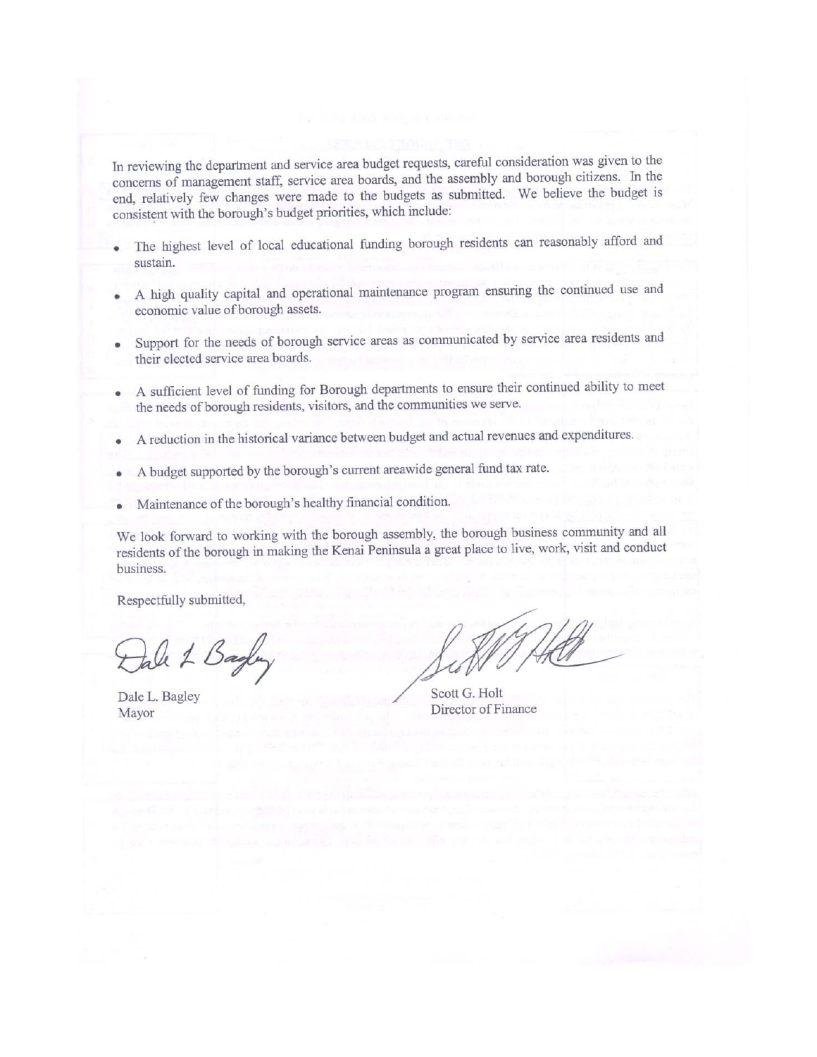In reviewing the department and service area budget requests, careful consideration was given to the concerns of management staff, service area boards, and the assembly and borough citizens. In the end, relatively few changes were made to the budgets as submitted. We believe the budget is consistent with the borough's budget priorities, which include:

- The highest level of local educational funding borough residents can reasonably afford and sustain.
- A high quality capital and operational maintenance program ensuring the continued use and economic value of borough assets.
- Support for the needs of borough service areas as communicated by service area residents and their elected service area boards.
- A sufficient level of funding for Borough departments to ensure their continued ability to meet the needs of borough residents, visitors, and the communities we serve.
- A reduction in the historical variance between budget and actual revenues and expenditures.
- A budget supported by the borough's current areawide general fund tax rate.
- Maintenance of the borough's healthy financial condition.

We look forward to working with the borough assembly, the borough business community and all residents of the borough in making the Kenai Peninsula a great place to live, work, visit and conduct business.

Respectfully submitted,

Dale L. Bagley
Mayor

Scott G. Holt
Director of Finance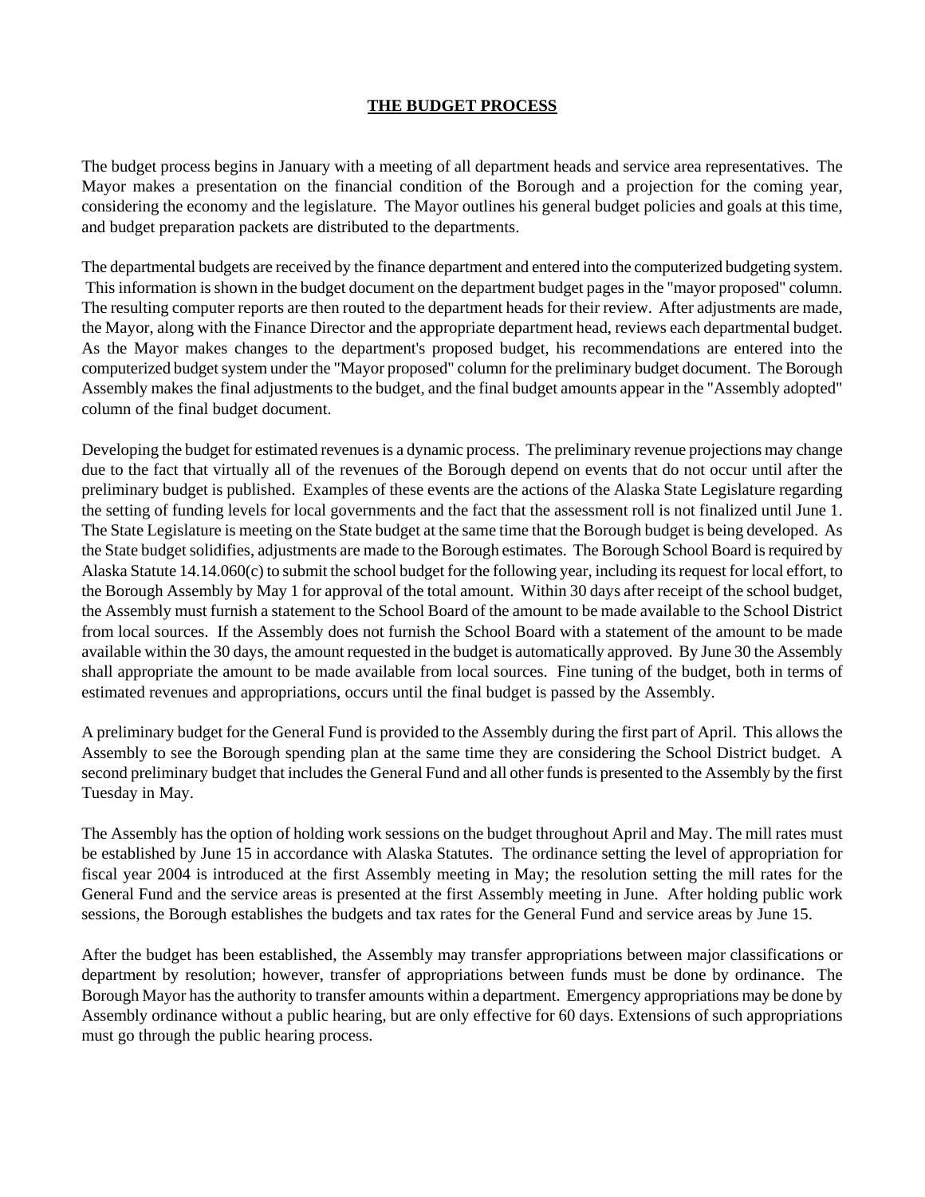# THE BUDGET PROCESS

The budget process begins in January with a meeting of all department heads and service area representatives. The Mayor makes a presentation on the financial condition of the Borough and a projection for the coming year, considering the economy and the legislature. The Mayor outlines his general budget policies and goals at this time, and budget preparation packets are distributed to the departments.

The departmental budgets are received by the finance department and entered into the computerized budgeting system. This information is shown in the budget document on the department budget pages in the "mayor proposed" column. The resulting computer reports are then routed to the department heads for their review. After adjustments are made, the Mayor, along with the Finance Director and the appropriate department head, reviews each departmental budget. As the Mayor makes changes to the department's proposed budget, his recommendations are entered into the computerized budget system under the "Mayor proposed" column for the preliminary budget document. The Borough Assembly makes the final adjustments to the budget, and the final budget amounts appear in the "Assembly adopted" column of the final budget document.

Developing the budget for estimated revenues is a dynamic process. The preliminary revenue projections may change due to the fact that virtually all of the revenues of the Borough depend on events that do not occur until after the preliminary budget is published. Examples of these events are the actions of the Alaska State Legislature regarding the setting of funding levels for local governments and the fact that the assessment roll is not finalized until June 1. The State Legislature is meeting on the State budget at the same time that the Borough budget is being developed. As the State budget solidifies, adjustments are made to the Borough estimates. The Borough School Board is required by Alaska Statute 14.14.060(c) to submit the school budget for the following year, including its request for local effort, to the Borough Assembly by May 1 for approval of the total amount. Within 30 days after receipt of the school budget, the Assembly must furnish a statement to the School Board of the amount to be made available to the School District from local sources. If the Assembly does not furnish the School Board with a statement of the amount to be made available within the 30 days, the amount requested in the budget is automatically approved. By June 30 the Assembly shall appropriate the amount to be made available from local sources. Fine tuning of the budget, both in terms of estimated revenues and appropriations, occurs until the final budget is passed by the Assembly.

A preliminary budget for the General Fund is provided to the Assembly during the first part of April. This allows the Assembly to see the Borough spending plan at the same time they are considering the School District budget. A second preliminary budget that includes the General Fund and all other funds is presented to the Assembly by the first Tuesday in May.

The Assembly has the option of holding work sessions on the budget throughout April and May. The mill rates must be established by June 15 in accordance with Alaska Statutes. The ordinance setting the level of appropriation for fiscal year 2004 is introduced at the first Assembly meeting in May; the resolution setting the mill rates for the General Fund and the service areas is presented at the first Assembly meeting in June. After holding public work sessions, the Borough establishes the budgets and tax rates for the General Fund and service areas by June 15.

After the budget has been established, the Assembly may transfer appropriations between major classifications or department by resolution; however, transfer of appropriations between funds must be done by ordinance. The Borough Mayor has the authority to transfer amounts within a department. Emergency appropriations may be done by Assembly ordinance without a public hearing, but are only effective for 60 days. Extensions of such appropriations must go through the public hearing process.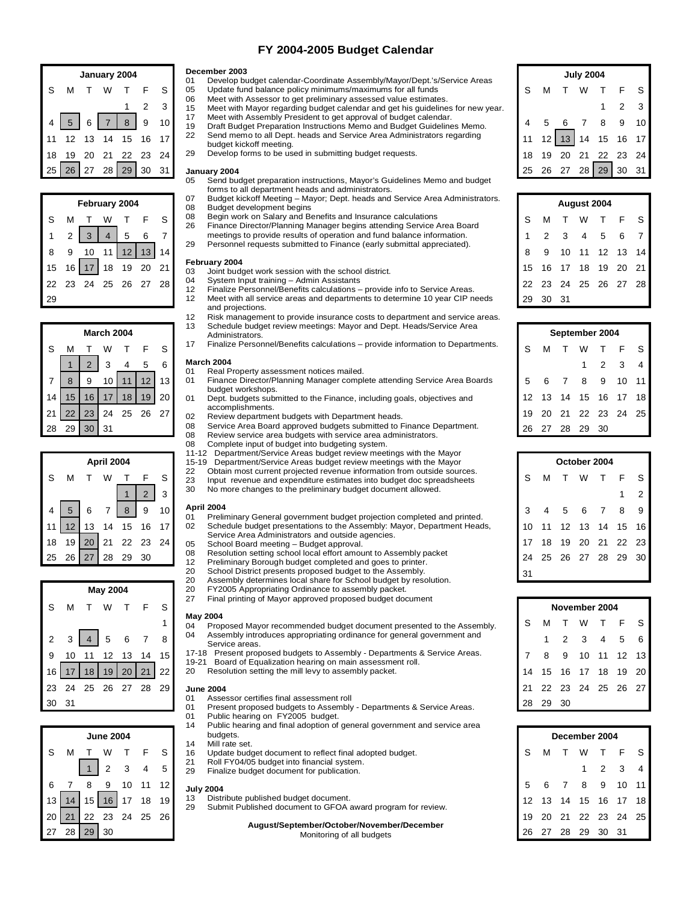# FY 2004-2005 Budget Calendar

**December 2003**

- 01 Develop budget calendar-Coordinate Assembly/Mayor/Dept.'s/Service Areas
- 05 Update fund balance policy minimums/maximums for all funds
- 06 Meet with Assessor to get preliminary assessed value estimates.
- 15 Meet with Mayor regarding budget calendar and get his guidelines for new year.
- 17 Meet with Assembly President to get approval of budget calendar.
- 19 Draft Budget Preparation Instructions Memo and Budget Guidelines Memo.
- 22 Send memo to all Dept. heads and Service Area Administrators regarding budget kickoff meeting.
- 29 Develop forms to be used in submitting budget requests.

**January 2004**

- 05 Send budget preparation instructions, Mayor's Guidelines Memo and budget forms to all department heads and administrators.
- 07 Budget kickoff Meeting – Mayor; Dept. heads and Service Area Administrators.
- 08 Budget development begins
- 08 Begin work on Salary and Benefits and Insurance calculations
- 26 Finance Director/Planning Manager begins attending Service Area Board meetings to provide results of operation and fund balance information.
- 29 Personnel requests submitted to Finance (early submittal appreciated).

**February 2004**

- 03 Joint budget work session with the school district.
- 04 System Input training – Admin Assistants
- 12 Finalize Personnel/Benefits calculations – provide info to Service Areas.
- 12 Meet with all service areas and departments to determine 10 year CIP needs and projections.
- 12 Risk management to provide insurance costs to department and service areas.
- 13 Schedule budget review meetings: Mayor and Dept. Heads/Service Area Administrators.
- 17 Finalize Personnel/Benefits calculations – provide information to Departments.

**March 2004**

- 01 Real Property assessment notices mailed.
- 01 Finance Director/Planning Manager complete attending Service Area Boards budget workshops.
- 01 Dept. budgets submitted to the Finance, including goals, objectives and accomplishments.
- 02 Review department budgets with Department heads.
- 08 Service Area Board approved budgets submitted to Finance Department.
- 08 Review service area budgets with service area administrators.
- 08 Complete input of budget into budgeting system.
- 11-12 Department/Service Areas budget review meetings with the Mayor
- 15-19 Department/Service Areas budget review meetings with the Mayor
- 22 Obtain most current projected revenue information from outside sources.
- 23 Input revenue and expenditure estimates into budget doc spreadsheets
- 30 No more changes to the preliminary budget document allowed.

**April 2004**

- 01 Preliminary General government budget projection completed and printed.
- 02 Schedule budget presentations to the Assembly: Mayor, Department Heads, Service Area Administrators and outside agencies.
- 05 School Board meeting – Budget approval.
- 08 Resolution setting school local effort amount to Assembly packet
- 12 Preliminary Borough budget completed and goes to printer.
- 20 School District presents proposed budget to the Assembly.
- 20 Assembly determines local share for School budget by resolution.
- 20 FY2005 Appropriating Ordinance to assembly packet.
- 27 Final printing of Mayor approved proposed budget document

**May 2004**

- 04 Proposed Mayor recommended budget document presented to the Assembly.
- 04 Assembly introduces appropriating ordinance for general government and Service areas.
- 17-18 Present proposed budgets to Assembly - Departments & Service Areas.
- 19-21 Board of Equalization hearing on main assessment roll.
- 20 Resolution setting the mill levy to assembly packet.

**June 2004**

- 01 Assessor certifies final assessment roll
- 01 Present proposed budgets to Assembly - Departments & Service Areas.
- 01 Public hearing on FY2005 budget.
- 14 Public hearing and final adoption of general government and service area budgets.
- 14 Mill rate set.
- 16 Update budget document to reflect final adopted budget.
- 21 Roll FY04/05 budget into financial system.
- 29 Finalize budget document for publication.

**July 2004**

- 13 Distribute published budget document.
- 29 Submit Published document to GFOA award program for review.

**August/September/October/November/December**

Monitoring of all budgets

### January 2004 (highlighted: 5, 7, 8, 26, 29)

| S | M | T | W | T | F | S |
|---|---|---|---|---|---|---|
| | | | | 1 | 2 | 3 |
| 4 | 5 | 6 | 7 | 8 | 9 | 10 |
| 11 | 12 | 13 | 14 | 15 | 16 | 17 |
| 18 | 19 | 20 | 21 | 22 | 23 | 24 |
| 25 | 26 | 27 | 28 | 29 | 30 | 31 |

### February 2004 (highlighted: 3, 4, 12, 13, 17)

| S | M | T | W | T | F | S |
|---|---|---|---|---|---|---|
| 1 | 2 | 3 | 4 | 5 | 6 | 7 |
| 8 | 9 | 10 | 11 | 12 | 13 | 14 |
| 15 | 16 | 17 | 18 | 19 | 20 | 21 |
| 22 | 23 | 24 | 25 | 26 | 27 | 28 |
| 29 | | | | | | |

### March 2004 (highlighted: 1, 2, 8, 11, 12, 15, 16, 17, 18, 19, 22, 23, 30)

| S | M | T | W | T | F | S |
|---|---|---|---|---|---|---|
| | 1 | 2 | 3 | 4 | 5 | 6 |
| 7 | 8 | 9 | 10 | 11 | 12 | 13 |
| 14 | 15 | 16 | 17 | 18 | 19 | 20 |
| 21 | 22 | 23 | 24 | 25 | 26 | 27 |
| 28 | 29 | 30 | 31 | | | |

### April 2004 (highlighted: 1, 2, 5, 8, 12, 20, 27)

| S | M | T | W | T | F | S |
|---|---|---|---|---|---|---|
| | | | | 1 | 2 | 3 |
| 4 | 5 | 6 | 7 | 8 | 9 | 10 |
| 11 | 12 | 13 | 14 | 15 | 16 | 17 |
| 18 | 19 | 20 | 21 | 22 | 23 | 24 |
| 25 | 26 | 27 | 28 | 29 | 30 | |

### May 2004 (highlighted: 4, 17, 18, 19, 20, 21)

| S | M | T | W | T | F | S |
|---|---|---|---|---|---|---|
| | | | | | | 1 |
| 2 | 3 | 4 | 5 | 6 | 7 | 8 |
| 9 | 10 | 11 | 12 | 13 | 14 | 15 |
| 16 | 17 | 18 | 19 | 20 | 21 | 22 |
| 23 | 24 | 25 | 26 | 27 | 28 | 29 |
| 30 | 31 | | | | | |

### June 2004 (highlighted: 1, 14, 16, 21, 29)

| S | M | T | W | T | F | S |
|---|---|---|---|---|---|---|
| | | 1 | 2 | 3 | 4 | 5 |
| 6 | 7 | 8 | 9 | 10 | 11 | 12 |
| 13 | 14 | 15 | 16 | 17 | 18 | 19 |
| 20 | 21 | 22 | 23 | 24 | 25 | 26 |
| 27 | 28 | 29 | 30 | | | |

### July 2004 (highlighted: 13, 29)

| S | M | T | W | T | F | S |
|---|---|---|---|---|---|---|
| | | | | 1 | 2 | 3 |
| 4 | 5 | 6 | 7 | 8 | 9 | 10 |
| 11 | 12 | 13 | 14 | 15 | 16 | 17 |
| 18 | 19 | 20 | 21 | 22 | 23 | 24 |
| 25 | 26 | 27 | 28 | 29 | 30 | 31 |

### August 2004

| S | M | T | W | T | F | S |
|---|---|---|---|---|---|---|
| 1 | 2 | 3 | 4 | 5 | 6 | 7 |
| 8 | 9 | 10 | 11 | 12 | 13 | 14 |
| 15 | 16 | 17 | 18 | 19 | 20 | 21 |
| 22 | 23 | 24 | 25 | 26 | 27 | 28 |
| 29 | 30 | 31 | | | | |

### September 2004

| S | M | T | W | T | F | S |
|---|---|---|---|---|---|---|
| | | | 1 | 2 | 3 | 4 |
| 5 | 6 | 7 | 8 | 9 | 10 | 11 |
| 12 | 13 | 14 | 15 | 16 | 17 | 18 |
| 19 | 20 | 21 | 22 | 23 | 24 | 25 |
| 26 | 27 | 28 | 29 | 30 | | |

### October 2004

| S | M | T | W | T | F | S |
|---|---|---|---|---|---|---|
| | | | | | 1 | 2 |
| 3 | 4 | 5 | 6 | 7 | 8 | 9 |
| 10 | 11 | 12 | 13 | 14 | 15 | 16 |
| 17 | 18 | 19 | 20 | 21 | 22 | 23 |
| 24 | 25 | 26 | 27 | 28 | 29 | 30 |
| 31 | | | | | | |

### November 2004

| S | M | T | W | T | F | S |
|---|---|---|---|---|---|---|
| | 1 | 2 | 3 | 4 | 5 | 6 |
| 7 | 8 | 9 | 10 | 11 | 12 | 13 |
| 14 | 15 | 16 | 17 | 18 | 19 | 20 |
| 21 | 22 | 23 | 24 | 25 | 26 | 27 |
| 28 | 29 | 30 | | | | |

### December 2004

| S | M | T | W | T | F | S |
|---|---|---|---|---|---|---|
| | | | 1 | 2 | 3 | 4 |
| 5 | 6 | 7 | 8 | 9 | 10 | 11 |
| 12 | 13 | 14 | 15 | 16 | 17 | 18 |
| 19 | 20 | 21 | 22 | 23 | 24 | 25 |
| 26 | 27 | 28 | 29 | 30 | 31 | |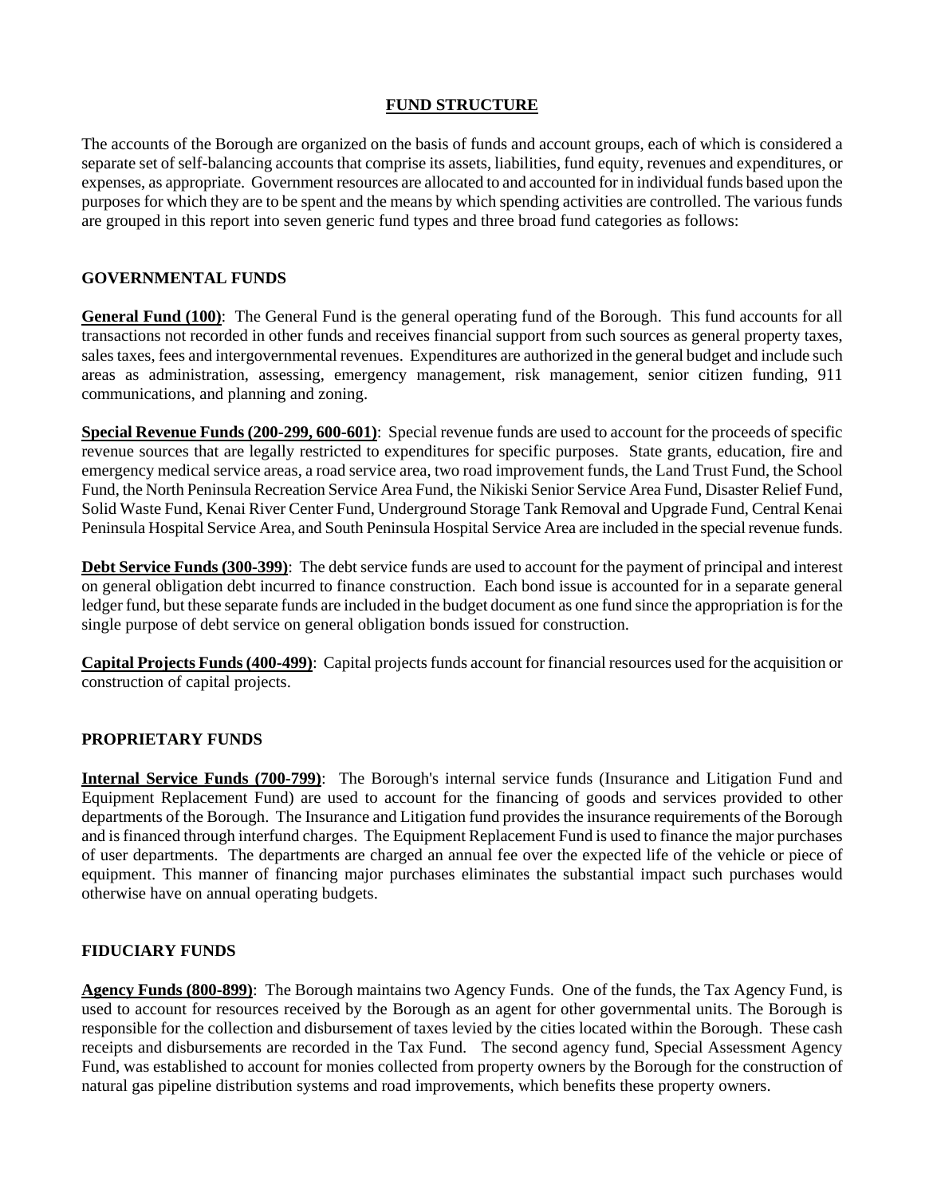# FUND STRUCTURE

The accounts of the Borough are organized on the basis of funds and account groups, each of which is considered a separate set of self-balancing accounts that comprise its assets, liabilities, fund equity, revenues and expenditures, or expenses, as appropriate. Government resources are allocated to and accounted for in individual funds based upon the purposes for which they are to be spent and the means by which spending activities are controlled. The various funds are grouped in this report into seven generic fund types and three broad fund categories as follows:

## GOVERNMENTAL FUNDS

**General Fund (100)**: The General Fund is the general operating fund of the Borough. This fund accounts for all transactions not recorded in other funds and receives financial support from such sources as general property taxes, sales taxes, fees and intergovernmental revenues. Expenditures are authorized in the general budget and include such areas as administration, assessing, emergency management, risk management, senior citizen funding, 911 communications, and planning and zoning.

**Special Revenue Funds (200-299, 600-601)**: Special revenue funds are used to account for the proceeds of specific revenue sources that are legally restricted to expenditures for specific purposes. State grants, education, fire and emergency medical service areas, a road service area, two road improvement funds, the Land Trust Fund, the School Fund, the North Peninsula Recreation Service Area Fund, the Nikiski Senior Service Area Fund, Disaster Relief Fund, Solid Waste Fund, Kenai River Center Fund, Underground Storage Tank Removal and Upgrade Fund, Central Kenai Peninsula Hospital Service Area, and South Peninsula Hospital Service Area are included in the special revenue funds.

**Debt Service Funds (300-399)**: The debt service funds are used to account for the payment of principal and interest on general obligation debt incurred to finance construction. Each bond issue is accounted for in a separate general ledger fund, but these separate funds are included in the budget document as one fund since the appropriation is for the single purpose of debt service on general obligation bonds issued for construction.

**Capital Projects Funds (400-499)**: Capital projects funds account for financial resources used for the acquisition or construction of capital projects.

## PROPRIETARY FUNDS

**Internal Service Funds (700-799)**: The Borough's internal service funds (Insurance and Litigation Fund and Equipment Replacement Fund) are used to account for the financing of goods and services provided to other departments of the Borough. The Insurance and Litigation fund provides the insurance requirements of the Borough and is financed through interfund charges. The Equipment Replacement Fund is used to finance the major purchases of user departments. The departments are charged an annual fee over the expected life of the vehicle or piece of equipment. This manner of financing major purchases eliminates the substantial impact such purchases would otherwise have on annual operating budgets.

## FIDUCIARY FUNDS

**Agency Funds (800-899)**: The Borough maintains two Agency Funds. One of the funds, the Tax Agency Fund, is used to account for resources received by the Borough as an agent for other governmental units. The Borough is responsible for the collection and disbursement of taxes levied by the cities located within the Borough. These cash receipts and disbursements are recorded in the Tax Fund. The second agency fund, Special Assessment Agency Fund, was established to account for monies collected from property owners by the Borough for the construction of natural gas pipeline distribution systems and road improvements, which benefits these property owners.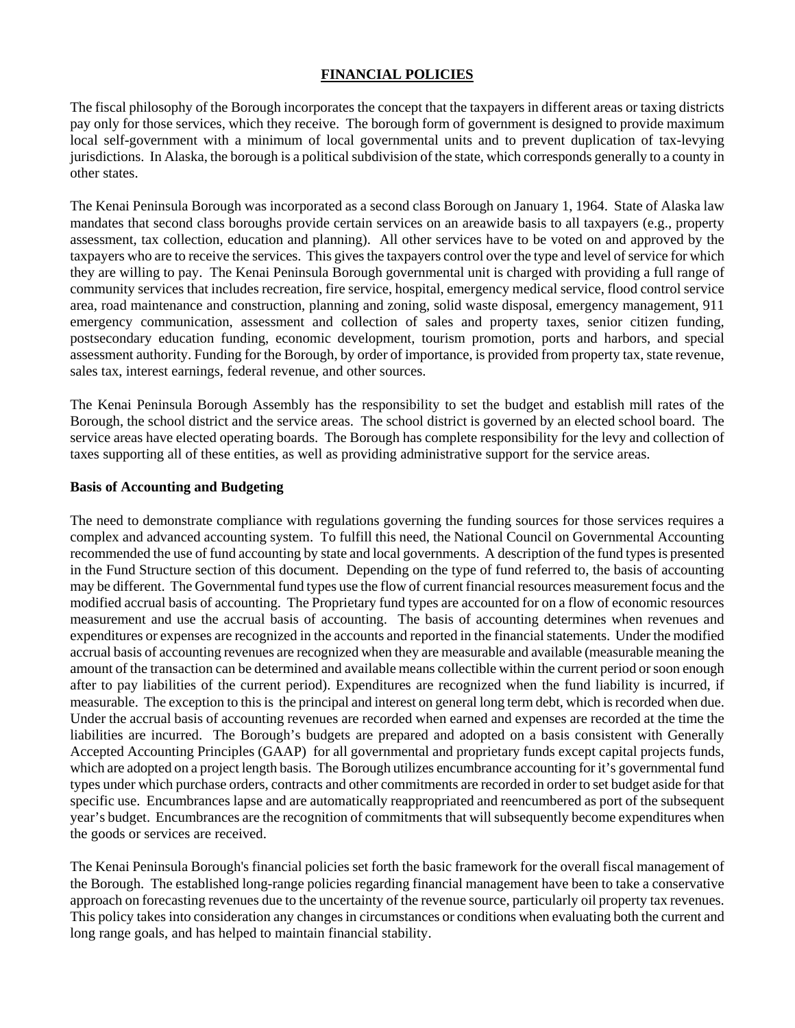## FINANCIAL POLICIES

The fiscal philosophy of the Borough incorporates the concept that the taxpayers in different areas or taxing districts pay only for those services, which they receive. The borough form of government is designed to provide maximum local self-government with a minimum of local governmental units and to prevent duplication of tax-levying jurisdictions. In Alaska, the borough is a political subdivision of the state, which corresponds generally to a county in other states.

The Kenai Peninsula Borough was incorporated as a second class Borough on January 1, 1964. State of Alaska law mandates that second class boroughs provide certain services on an areawide basis to all taxpayers (e.g., property assessment, tax collection, education and planning). All other services have to be voted on and approved by the taxpayers who are to receive the services. This gives the taxpayers control over the type and level of service for which they are willing to pay. The Kenai Peninsula Borough governmental unit is charged with providing a full range of community services that includes recreation, fire service, hospital, emergency medical service, flood control service area, road maintenance and construction, planning and zoning, solid waste disposal, emergency management, 911 emergency communication, assessment and collection of sales and property taxes, senior citizen funding, postsecondary education funding, economic development, tourism promotion, ports and harbors, and special assessment authority. Funding for the Borough, by order of importance, is provided from property tax, state revenue, sales tax, interest earnings, federal revenue, and other sources.

The Kenai Peninsula Borough Assembly has the responsibility to set the budget and establish mill rates of the Borough, the school district and the service areas. The school district is governed by an elected school board. The service areas have elected operating boards. The Borough has complete responsibility for the levy and collection of taxes supporting all of these entities, as well as providing administrative support for the service areas.

### Basis of Accounting and Budgeting

The need to demonstrate compliance with regulations governing the funding sources for those services requires a complex and advanced accounting system. To fulfill this need, the National Council on Governmental Accounting recommended the use of fund accounting by state and local governments. A description of the fund types is presented in the Fund Structure section of this document. Depending on the type of fund referred to, the basis of accounting may be different. The Governmental fund types use the flow of current financial resources measurement focus and the modified accrual basis of accounting. The Proprietary fund types are accounted for on a flow of economic resources measurement and use the accrual basis of accounting. The basis of accounting determines when revenues and expenditures or expenses are recognized in the accounts and reported in the financial statements. Under the modified accrual basis of accounting revenues are recognized when they are measurable and available (measurable meaning the amount of the transaction can be determined and available means collectible within the current period or soon enough after to pay liabilities of the current period). Expenditures are recognized when the fund liability is incurred, if measurable. The exception to this is the principal and interest on general long term debt, which is recorded when due. Under the accrual basis of accounting revenues are recorded when earned and expenses are recorded at the time the liabilities are incurred. The Borough's budgets are prepared and adopted on a basis consistent with Generally Accepted Accounting Principles (GAAP) for all governmental and proprietary funds except capital projects funds, which are adopted on a project length basis. The Borough utilizes encumbrance accounting for it's governmental fund types under which purchase orders, contracts and other commitments are recorded in order to set budget aside for that specific use. Encumbrances lapse and are automatically reappropriated and reencumbered as port of the subsequent year's budget. Encumbrances are the recognition of commitments that will subsequently become expenditures when the goods or services are received.

The Kenai Peninsula Borough's financial policies set forth the basic framework for the overall fiscal management of the Borough. The established long-range policies regarding financial management have been to take a conservative approach on forecasting revenues due to the uncertainty of the revenue source, particularly oil property tax revenues. This policy takes into consideration any changes in circumstances or conditions when evaluating both the current and long range goals, and has helped to maintain financial stability.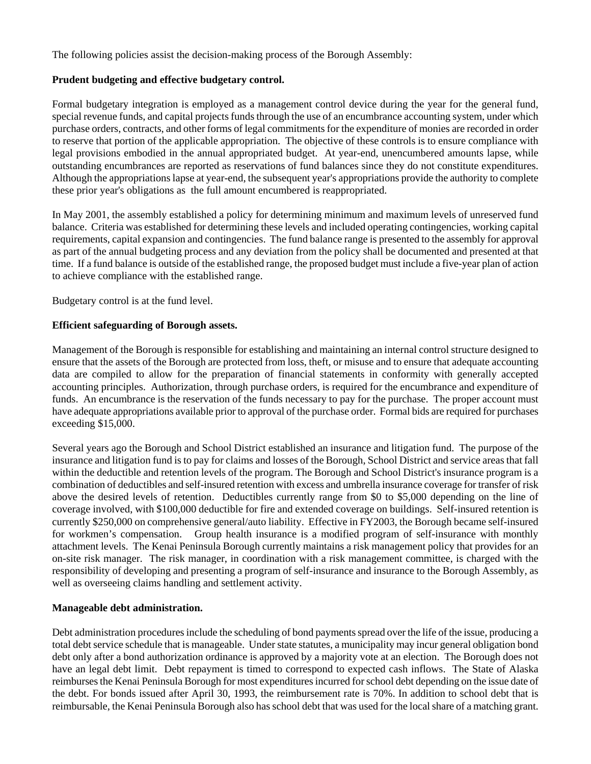The following policies assist the decision-making process of the Borough Assembly:

**Prudent budgeting and effective budgetary control.**

Formal budgetary integration is employed as a management control device during the year for the general fund, special revenue funds, and capital projects funds through the use of an encumbrance accounting system, under which purchase orders, contracts, and other forms of legal commitments for the expenditure of monies are recorded in order to reserve that portion of the applicable appropriation. The objective of these controls is to ensure compliance with legal provisions embodied in the annual appropriated budget. At year-end, unencumbered amounts lapse, while outstanding encumbrances are reported as reservations of fund balances since they do not constitute expenditures. Although the appropriations lapse at year-end, the subsequent year's appropriations provide the authority to complete these prior year's obligations as the full amount encumbered is reappropriated.

In May 2001, the assembly established a policy for determining minimum and maximum levels of unreserved fund balance. Criteria was established for determining these levels and included operating contingencies, working capital requirements, capital expansion and contingencies. The fund balance range is presented to the assembly for approval as part of the annual budgeting process and any deviation from the policy shall be documented and presented at that time. If a fund balance is outside of the established range, the proposed budget must include a five-year plan of action to achieve compliance with the established range.

Budgetary control is at the fund level.

**Efficient safeguarding of Borough assets.**

Management of the Borough is responsible for establishing and maintaining an internal control structure designed to ensure that the assets of the Borough are protected from loss, theft, or misuse and to ensure that adequate accounting data are compiled to allow for the preparation of financial statements in conformity with generally accepted accounting principles. Authorization, through purchase orders, is required for the encumbrance and expenditure of funds. An encumbrance is the reservation of the funds necessary to pay for the purchase. The proper account must have adequate appropriations available prior to approval of the purchase order. Formal bids are required for purchases exceeding $15,000.

Several years ago the Borough and School District established an insurance and litigation fund. The purpose of the insurance and litigation fund is to pay for claims and losses of the Borough, School District and service areas that fall within the deductible and retention levels of the program. The Borough and School District's insurance program is a combination of deductibles and self-insured retention with excess and umbrella insurance coverage for transfer of risk above the desired levels of retention. Deductibles currently range from $0 to $5,000 depending on the line of coverage involved, with $100,000 deductible for fire and extended coverage on buildings. Self-insured retention is currently $250,000 on comprehensive general/auto liability. Effective in FY2003, the Borough became self-insured for workmen's compensation. Group health insurance is a modified program of self-insurance with monthly attachment levels. The Kenai Peninsula Borough currently maintains a risk management policy that provides for an on-site risk manager. The risk manager, in coordination with a risk management committee, is charged with the responsibility of developing and presenting a program of self-insurance and insurance to the Borough Assembly, as well as overseeing claims handling and settlement activity.

**Manageable debt administration.**

Debt administration procedures include the scheduling of bond payments spread over the life of the issue, producing a total debt service schedule that is manageable. Under state statutes, a municipality may incur general obligation bond debt only after a bond authorization ordinance is approved by a majority vote at an election. The Borough does not have an legal debt limit. Debt repayment is timed to correspond to expected cash inflows. The State of Alaska reimburses the Kenai Peninsula Borough for most expenditures incurred for school debt depending on the issue date of the debt. For bonds issued after April 30, 1993, the reimbursement rate is 70%. In addition to school debt that is reimbursable, the Kenai Peninsula Borough also has school debt that was used for the local share of a matching grant.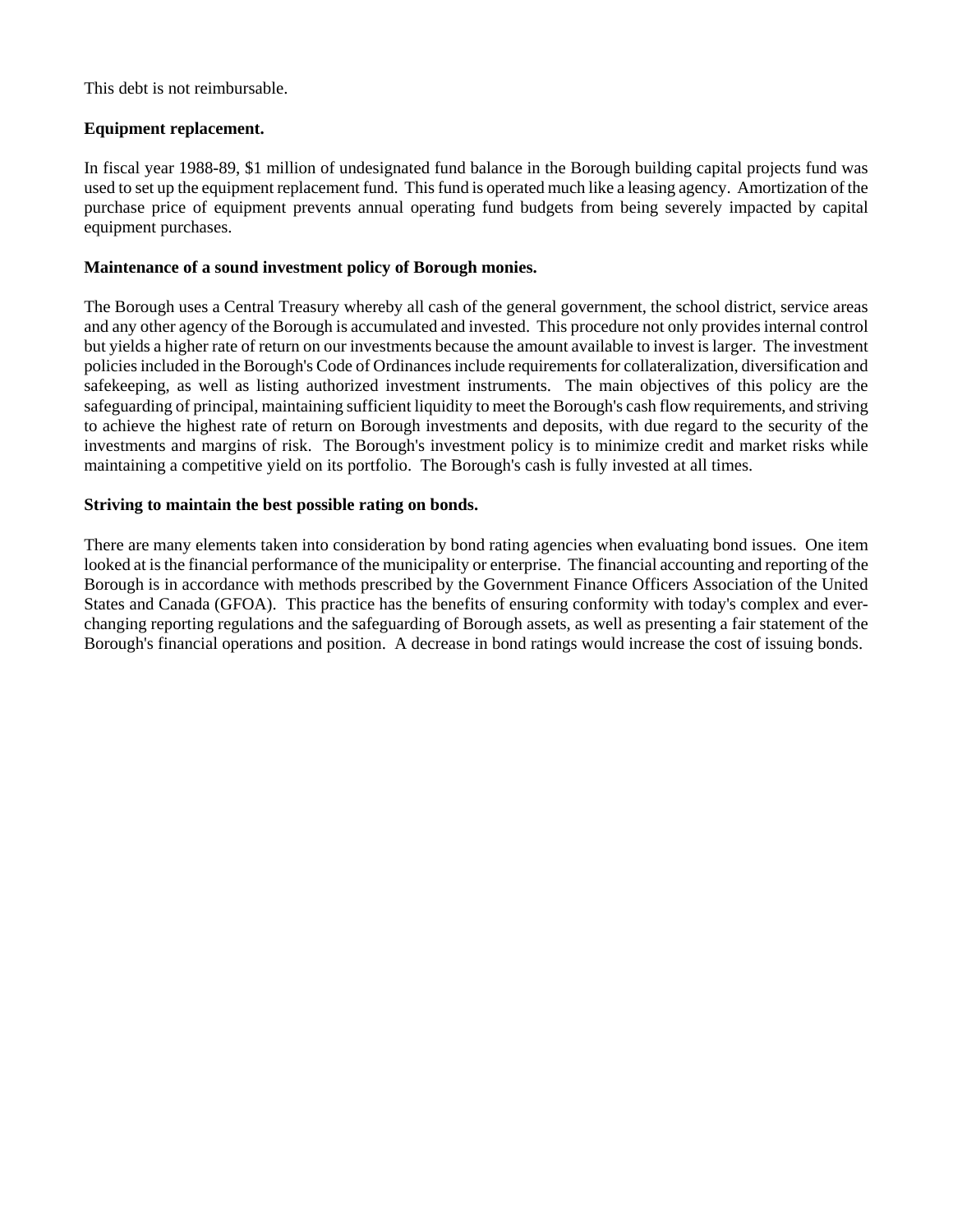This debt is not reimbursable.

**Equipment replacement.**

In fiscal year 1988-89, $1 million of undesignated fund balance in the Borough building capital projects fund was used to set up the equipment replacement fund. This fund is operated much like a leasing agency. Amortization of the purchase price of equipment prevents annual operating fund budgets from being severely impacted by capital equipment purchases.

**Maintenance of a sound investment policy of Borough monies.**

The Borough uses a Central Treasury whereby all cash of the general government, the school district, service areas and any other agency of the Borough is accumulated and invested. This procedure not only provides internal control but yields a higher rate of return on our investments because the amount available to invest is larger. The investment policies included in the Borough's Code of Ordinances include requirements for collateralization, diversification and safekeeping, as well as listing authorized investment instruments. The main objectives of this policy are the safeguarding of principal, maintaining sufficient liquidity to meet the Borough's cash flow requirements, and striving to achieve the highest rate of return on Borough investments and deposits, with due regard to the security of the investments and margins of risk. The Borough's investment policy is to minimize credit and market risks while maintaining a competitive yield on its portfolio. The Borough's cash is fully invested at all times.

**Striving to maintain the best possible rating on bonds.**

There are many elements taken into consideration by bond rating agencies when evaluating bond issues. One item looked at is the financial performance of the municipality or enterprise. The financial accounting and reporting of the Borough is in accordance with methods prescribed by the Government Finance Officers Association of the United States and Canada (GFOA). This practice has the benefits of ensuring conformity with today's complex and ever-changing reporting regulations and the safeguarding of Borough assets, as well as presenting a fair statement of the Borough's financial operations and position. A decrease in bond ratings would increase the cost of issuing bonds.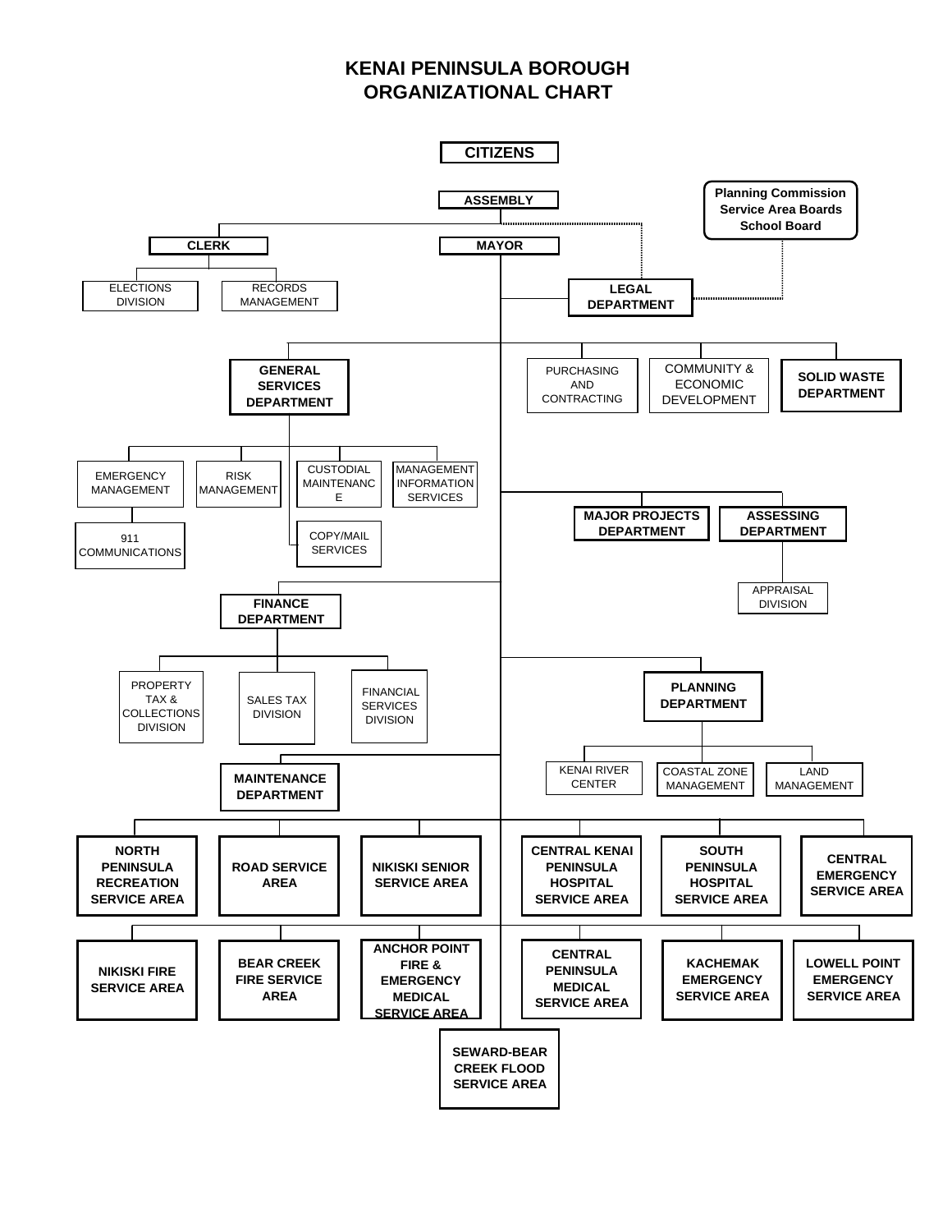# KENAI PENINSULA BOROUGH ORGANIZATIONAL CHART

- **CITIZENS**
  - **ASSEMBLY**
    - **CLERK**
      - ELECTIONS DIVISION
      - RECORDS MANAGEMENT
    - **MAYOR**
      - **LEGAL DEPARTMENT**
      - **GENERAL SERVICES DEPARTMENT**
        - EMERGENCY MANAGEMENT
          - 911 COMMUNICATIONS
        - RISK MANAGEMENT
        - CUSTODIAL MAINTENANCE
        - MANAGEMENT INFORMATION SERVICES
        - COPY/MAIL SERVICES
      - PURCHASING AND CONTRACTING
      - COMMUNITY & ECONOMIC DEVELOPMENT
      - **SOLID WASTE DEPARTMENT**
      - **MAJOR PROJECTS DEPARTMENT**
      - **ASSESSING DEPARTMENT**
        - APPRAISAL DIVISION
      - **FINANCE DEPARTMENT**
        - PROPERTY TAX & COLLECTIONS DIVISION
        - SALES TAX DIVISION
        - FINANCIAL SERVICES DIVISION
      - **PLANNING DEPARTMENT**
        - KENAI RIVER CENTER
        - COASTAL ZONE MANAGEMENT
        - LAND MANAGEMENT
      - **MAINTENANCE DEPARTMENT**
      - **NORTH PENINSULA RECREATION SERVICE AREA**
      - **ROAD SERVICE AREA**
      - **NIKISKI SENIOR SERVICE AREA**
      - **CENTRAL KENAI PENINSULA HOSPITAL SERVICE AREA**
      - **SOUTH PENINSULA HOSPITAL SERVICE AREA**
      - **CENTRAL EMERGENCY SERVICE AREA**
      - **NIKISKI FIRE SERVICE AREA**
      - **BEAR CREEK FIRE SERVICE AREA**
      - **ANCHOR POINT FIRE & EMERGENCY MEDICAL SERVICE AREA**
      - **CENTRAL PENINSULA MEDICAL SERVICE AREA**
      - **KACHEMAK EMERGENCY SERVICE AREA**
      - **LOWELL POINT EMERGENCY SERVICE AREA**
      - **SEWARD-BEAR CREEK FLOOD SERVICE AREA**
- **Planning Commission**
- **Service Area Boards**
- **School Board**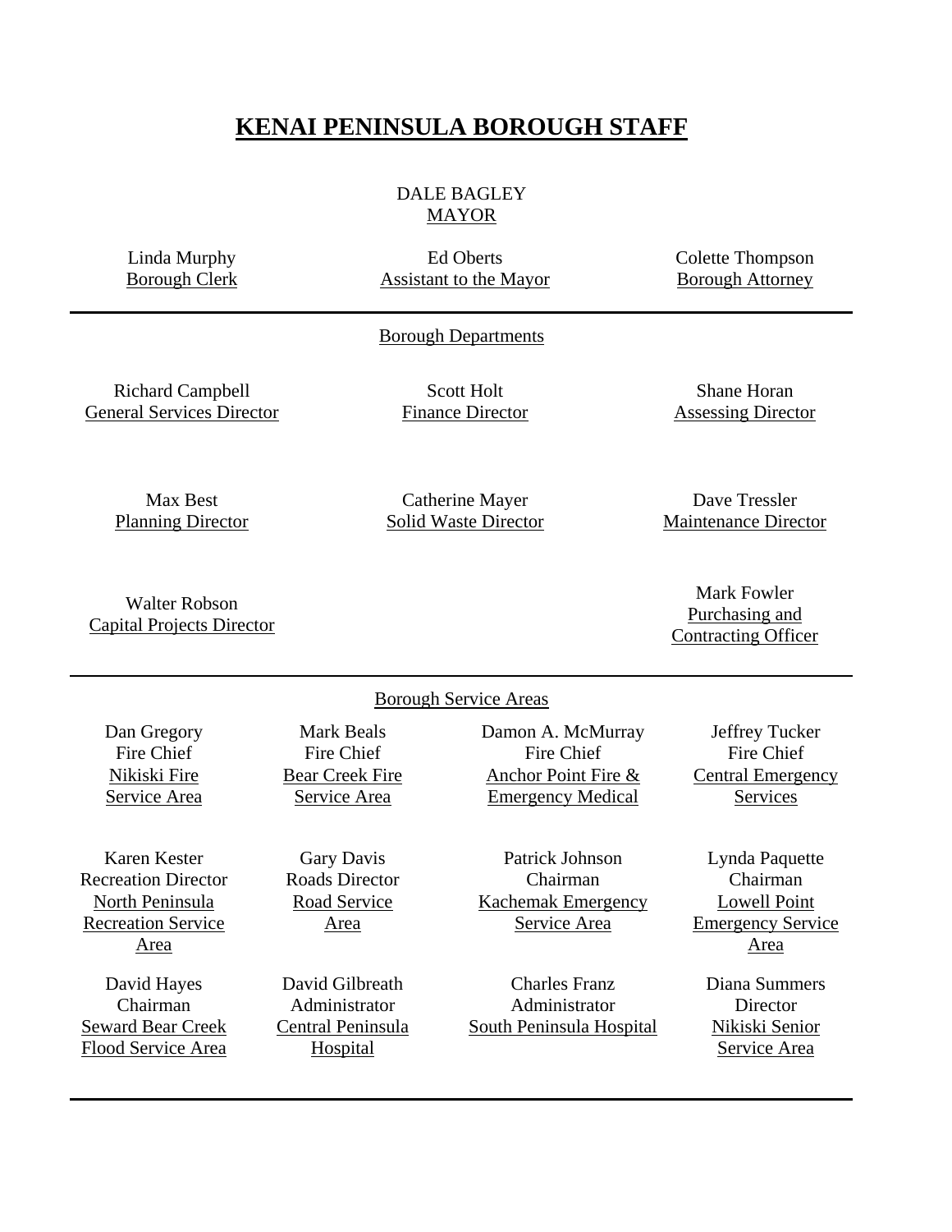# KENAI PENINSULA BOROUGH STAFF

DALE BAGLEY
MAYOR

Linda Murphy
Borough Clerk

Ed Oberts
Assistant to the Mayor

Colette Thompson
Borough Attorney

---

## Borough Departments

Richard Campbell
General Services Director

Scott Holt
Finance Director

Shane Horan
Assessing Director

Max Best
Planning Director

Catherine Mayer
Solid Waste Director

Dave Tressler
Maintenance Director

Walter Robson
Capital Projects Director

Mark Fowler
Purchasing and Contracting Officer

---

## Borough Service Areas

Dan Gregory
Fire Chief
Nikiski Fire Service Area

Mark Beals
Fire Chief
Bear Creek Fire Service Area

Damon A. McMurray
Fire Chief
Anchor Point Fire & Emergency Medical

Jeffrey Tucker
Fire Chief
Central Emergency Services

Karen Kester
Recreation Director
North Peninsula Recreation Service Area

Gary Davis
Roads Director
Road Service Area

Patrick Johnson
Chairman
Kachemak Emergency Service Area

Lynda Paquette
Chairman
Lowell Point Emergency Service Area

David Hayes
Chairman
Seward Bear Creek Flood Service Area

David Gilbreath
Administrator
Central Peninsula Hospital

Charles Franz
Administrator
South Peninsula Hospital

Diana Summers
Director
Nikiski Senior Service Area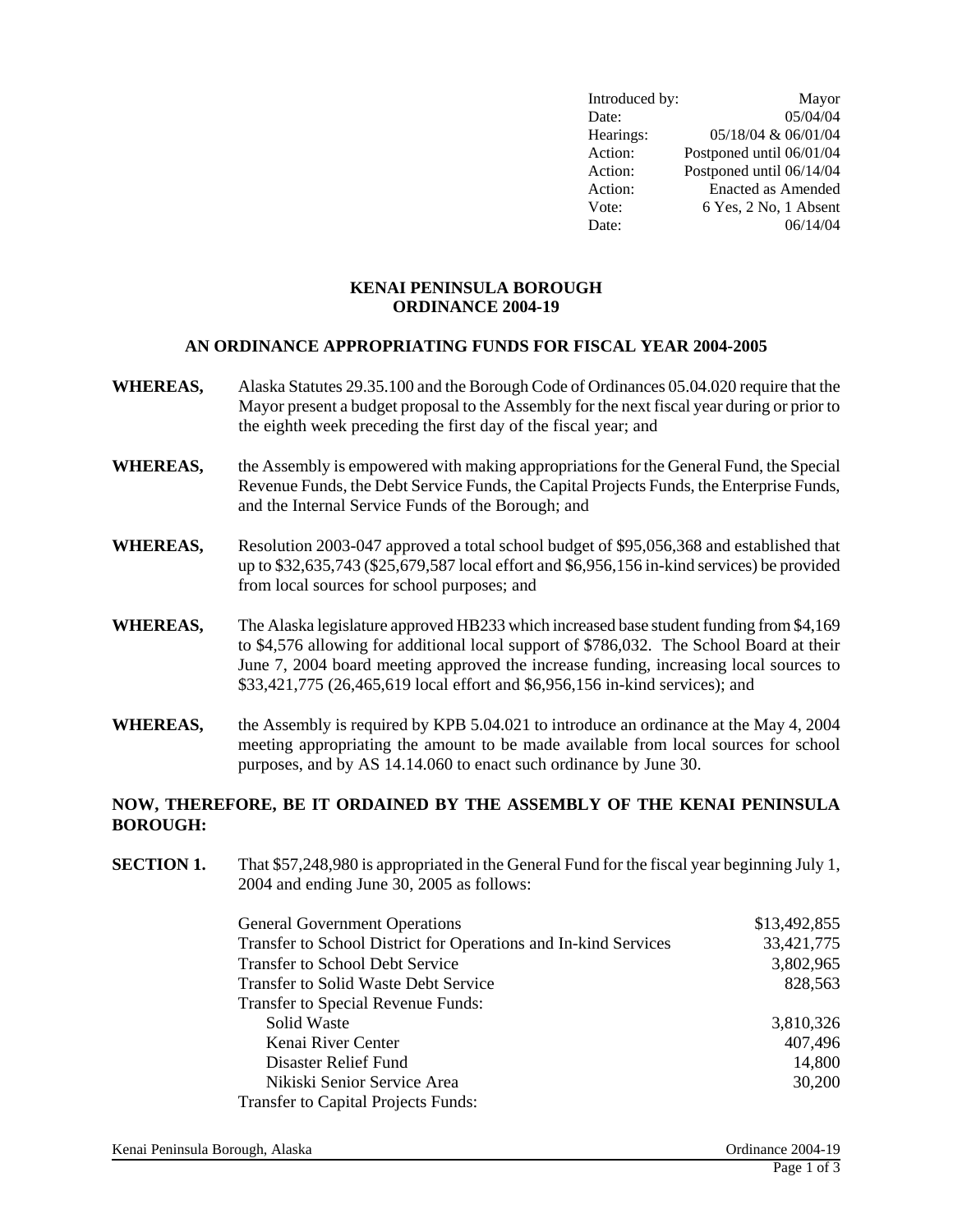| Introduced by: | Mayor |
|---|---|
| Date: | 05/04/04 |
| Hearings: | 05/18/04 & 06/01/04 |
| Action: | Postponed until 06/01/04 |
| Action: | Postponed until 06/14/04 |
| Action: | Enacted as Amended |
| Vote: | 6 Yes, 2 No, 1 Absent |
| Date: | 06/14/04 |

# KENAI PENINSULA BOROUGH
# ORDINANCE 2004-19

## AN ORDINANCE APPROPRIATING FUNDS FOR FISCAL YEAR 2004-2005

**WHEREAS,** Alaska Statutes 29.35.100 and the Borough Code of Ordinances 05.04.020 require that the Mayor present a budget proposal to the Assembly for the next fiscal year during or prior to the eighth week preceding the first day of the fiscal year; and

**WHEREAS,** the Assembly is empowered with making appropriations for the General Fund, the Special Revenue Funds, the Debt Service Funds, the Capital Projects Funds, the Enterprise Funds, and the Internal Service Funds of the Borough; and

**WHEREAS,** Resolution 2003-047 approved a total school budget of $95,056,368 and established that up to $32,635,743 ($25,679,587 local effort and $6,956,156 in-kind services) be provided from local sources for school purposes; and

**WHEREAS,** The Alaska legislature approved HB233 which increased base student funding from $4,169 to $4,576 allowing for additional local support of $786,032. The School Board at their June 7, 2004 board meeting approved the increase funding, increasing local sources to $33,421,775 (26,465,619 local effort and $6,956,156 in-kind services); and

**WHEREAS,** the Assembly is required by KPB 5.04.021 to introduce an ordinance at the May 4, 2004 meeting appropriating the amount to be made available from local sources for school purposes, and by AS 14.14.060 to enact such ordinance by June 30.

**NOW, THEREFORE, BE IT ORDAINED BY THE ASSEMBLY OF THE KENAI PENINSULA BOROUGH:**

**SECTION 1.** That $57,248,980 is appropriated in the General Fund for the fiscal year beginning July 1, 2004 and ending June 30, 2005 as follows:

| | |
|---|---|
| General Government Operations | $13,492,855 |
| Transfer to School District for Operations and In-kind Services | 33,421,775 |
| Transfer to School Debt Service | 3,802,965 |
| Transfer to Solid Waste Debt Service | 828,563 |
| Transfer to Special Revenue Funds: | |
| Solid Waste | 3,810,326 |
| Kenai River Center | 407,496 |
| Disaster Relief Fund | 14,800 |
| Nikiski Senior Service Area | 30,200 |
| Transfer to Capital Projects Funds: | |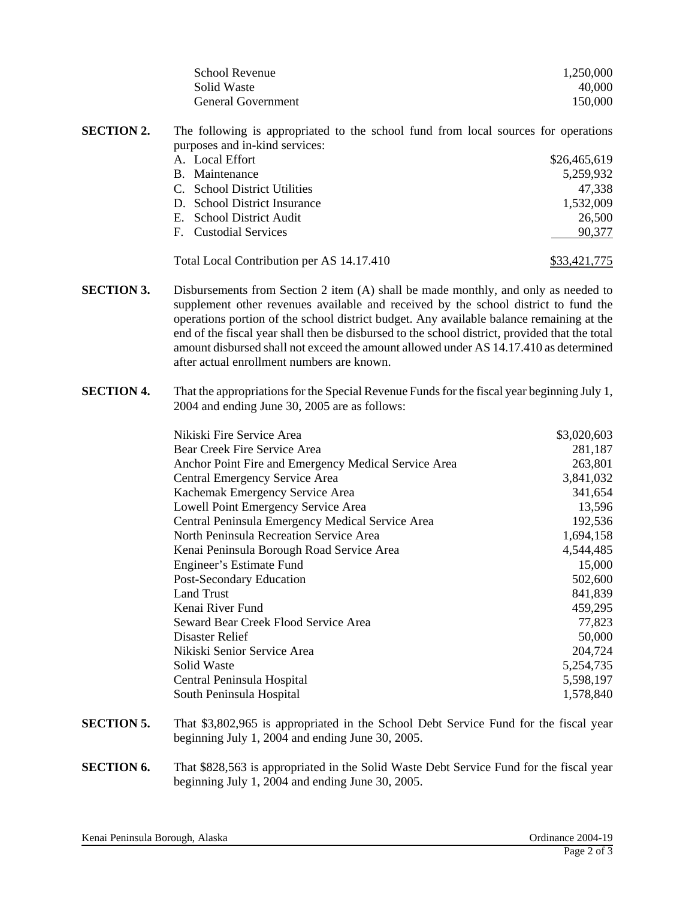| | |
|---|---|
| School Revenue | 1,250,000 |
| Solid Waste | 40,000 |
| General Government | 150,000 |

**SECTION 2.** The following is appropriated to the school fund from local sources for operations purposes and in-kind services:

| | |
|---|---|
| A. Local Effort | $26,465,619 |
| B. Maintenance | 5,259,932 |
| C. School District Utilities | 47,338 |
| D. School District Insurance | 1,532,009 |
| E. School District Audit | 26,500 |
| F. Custodial Services | 90,377 |
| Total Local Contribution per AS 14.17.410 | $33,421,775 |

**SECTION 3.** Disbursements from Section 2 item (A) shall be made monthly, and only as needed to supplement other revenues available and received by the school district to fund the operations portion of the school district budget. Any available balance remaining at the end of the fiscal year shall then be disbursed to the school district, provided that the total amount disbursed shall not exceed the amount allowed under AS 14.17.410 as determined after actual enrollment numbers are known.

**SECTION 4.** That the appropriations for the Special Revenue Funds for the fiscal year beginning July 1, 2004 and ending June 30, 2005 are as follows:

| | |
|---|---|
| Nikiski Fire Service Area | $3,020,603 |
| Bear Creek Fire Service Area | 281,187 |
| Anchor Point Fire and Emergency Medical Service Area | 263,801 |
| Central Emergency Service Area | 3,841,032 |
| Kachemak Emergency Service Area | 341,654 |
| Lowell Point Emergency Service Area | 13,596 |
| Central Peninsula Emergency Medical Service Area | 192,536 |
| North Peninsula Recreation Service Area | 1,694,158 |
| Kenai Peninsula Borough Road Service Area | 4,544,485 |
| Engineer's Estimate Fund | 15,000 |
| Post-Secondary Education | 502,600 |
| Land Trust | 841,839 |
| Kenai River Fund | 459,295 |
| Seward Bear Creek Flood Service Area | 77,823 |
| Disaster Relief | 50,000 |
| Nikiski Senior Service Area | 204,724 |
| Solid Waste | 5,254,735 |
| Central Peninsula Hospital | 5,598,197 |
| South Peninsula Hospital | 1,578,840 |

**SECTION 5.** That $3,802,965 is appropriated in the School Debt Service Fund for the fiscal year beginning July 1, 2004 and ending June 30, 2005.

**SECTION 6.** That $828,563 is appropriated in the Solid Waste Debt Service Fund for the fiscal year beginning July 1, 2004 and ending June 30, 2005.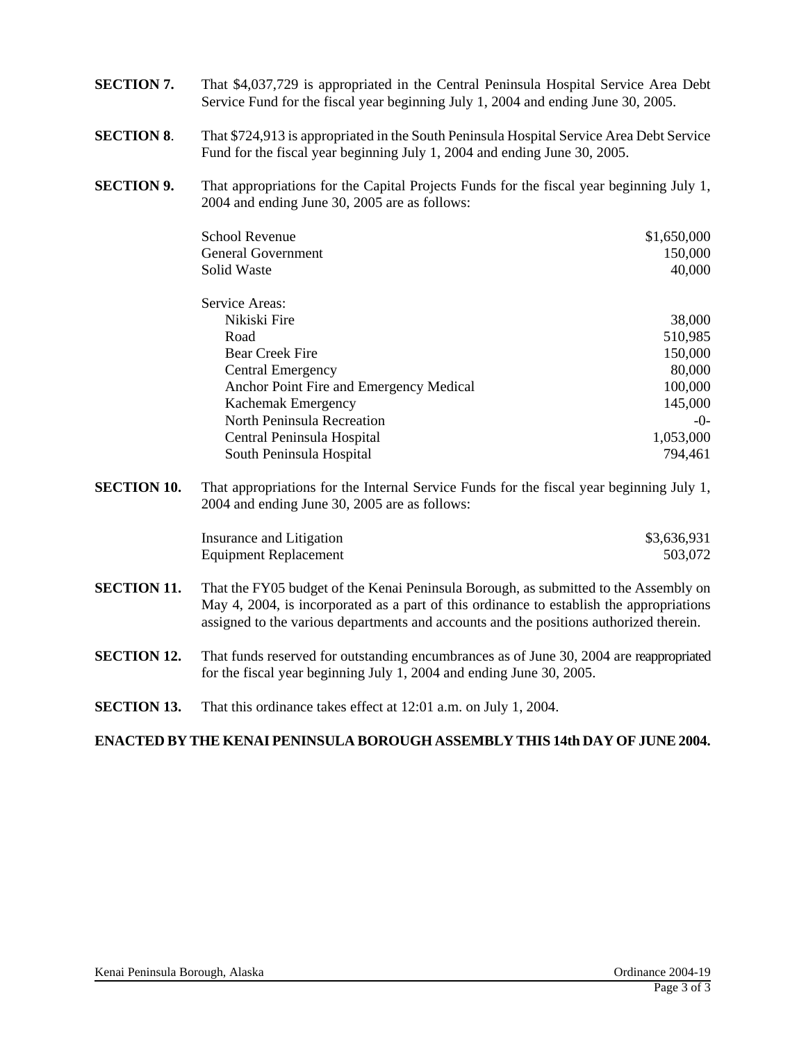**SECTION 7.** That $4,037,729 is appropriated in the Central Peninsula Hospital Service Area Debt Service Fund for the fiscal year beginning July 1, 2004 and ending June 30, 2005.

**SECTION 8**. That $724,913 is appropriated in the South Peninsula Hospital Service Area Debt Service Fund for the fiscal year beginning July 1, 2004 and ending June 30, 2005.

**SECTION 9.** That appropriations for the Capital Projects Funds for the fiscal year beginning July 1, 2004 and ending June 30, 2005 are as follows:

| | |
|---|---|
| School Revenue | $1,650,000 |
| General Government | 150,000 |
| Solid Waste | 40,000 |
| Service Areas: | |
| Nikiski Fire | 38,000 |
| Road | 510,985 |
| Bear Creek Fire | 150,000 |
| Central Emergency | 80,000 |
| Anchor Point Fire and Emergency Medical | 100,000 |
| Kachemak Emergency | 145,000 |
| North Peninsula Recreation | -0- |
| Central Peninsula Hospital | 1,053,000 |
| South Peninsula Hospital | 794,461 |

**SECTION 10.** That appropriations for the Internal Service Funds for the fiscal year beginning July 1, 2004 and ending June 30, 2005 are as follows:

| | |
|---|---|
| Insurance and Litigation | $3,636,931 |
| Equipment Replacement | 503,072 |

**SECTION 11.** That the FY05 budget of the Kenai Peninsula Borough, as submitted to the Assembly on May 4, 2004, is incorporated as a part of this ordinance to establish the appropriations assigned to the various departments and accounts and the positions authorized therein.

**SECTION 12.** That funds reserved for outstanding encumbrances as of June 30, 2004 are reappropriated for the fiscal year beginning July 1, 2004 and ending June 30, 2005.

**SECTION 13.** That this ordinance takes effect at 12:01 a.m. on July 1, 2004.

**ENACTED BY THE KENAI PENINSULA BOROUGH ASSEMBLY THIS 14th DAY OF JUNE 2004.**